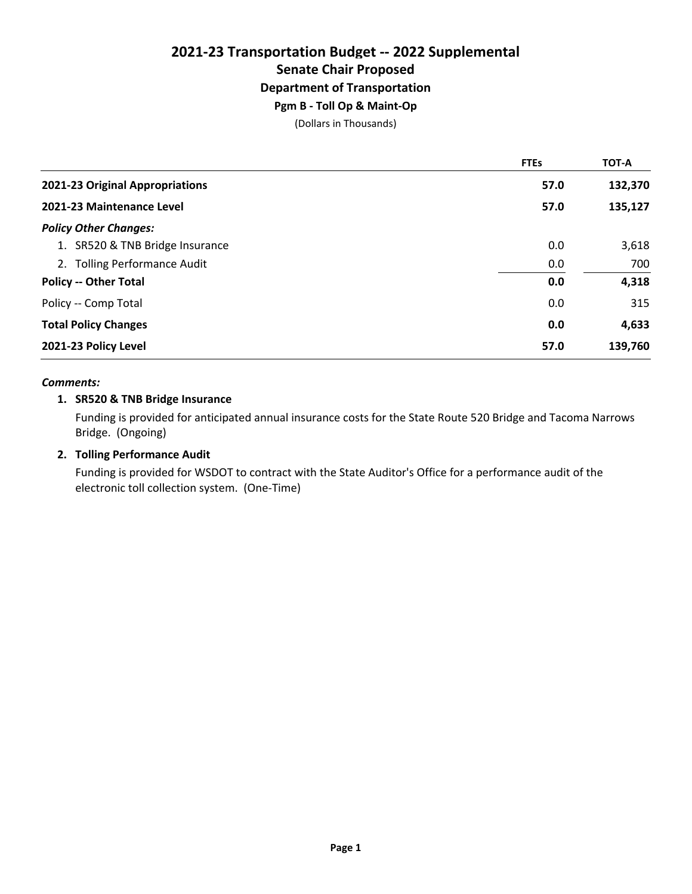# 2021-23 Transportation Budget -- 2022 Supplemental

## Senate Chair Proposed

### Department of Transportation

#### Pgm B - Toll Op & Maint-Op

(Dollars in Thousands)

| | FTEs | TOT-A |
|---|---|---|
| **2021-23 Original Appropriations** | **57.0** | **132,370** |
| **2021-23 Maintenance Level** | **57.0** | **135,127** |
| ***Policy Other Changes:*** | | |
| 1. SR520 & TNB Bridge Insurance | 0.0 | 3,618 |
| 2. Tolling Performance Audit | 0.0 | 700 |
| **Policy -- Other Total** | **0.0** | **4,318** |
| Policy -- Comp Total | 0.0 | 315 |
| **Total Policy Changes** | **0.0** | **4,633** |
| **2021-23 Policy Level** | **57.0** | **139,760** |

***Comments:***

1. **SR520 & TNB Bridge Insurance**

   Funding is provided for anticipated annual insurance costs for the State Route 520 Bridge and Tacoma Narrows Bridge. (Ongoing)

2. **Tolling Performance Audit**

   Funding is provided for WSDOT to contract with the State Auditor's Office for a performance audit of the electronic toll collection system. (One-Time)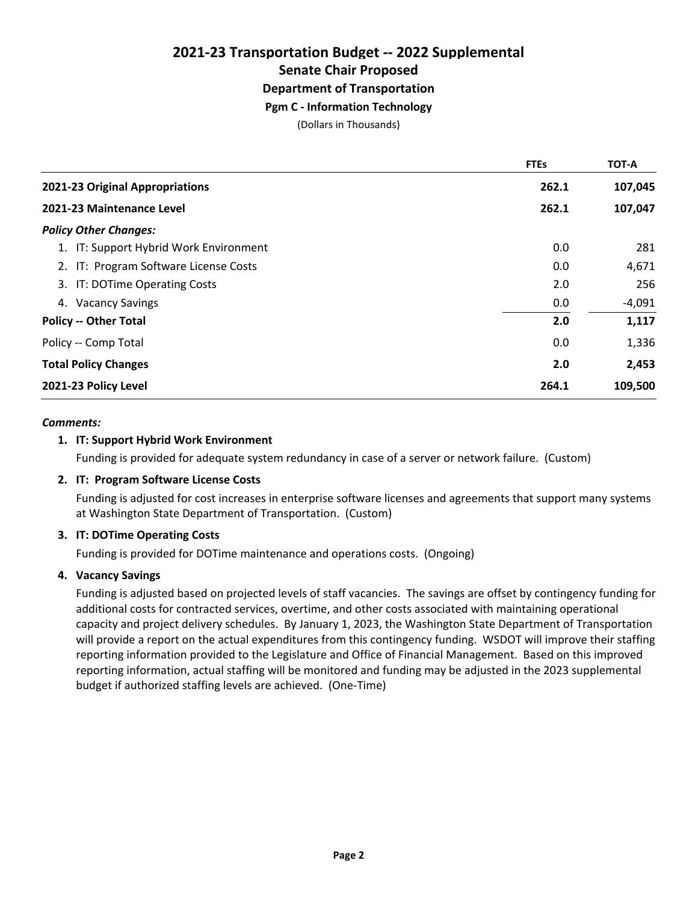# 2021-23 Transportation Budget -- 2022 Supplemental

## Senate Chair Proposed

### Department of Transportation

### Pgm C - Information Technology

(Dollars in Thousands)

| | FTEs | TOT-A |
|---|---|---|
| **2021-23 Original Appropriations** | **262.1** | **107,045** |
| **2021-23 Maintenance Level** | **262.1** | **107,047** |
| ***Policy Other Changes:*** | | |
| 1. IT: Support Hybrid Work Environment | 0.0 | 281 |
| 2. IT: Program Software License Costs | 0.0 | 4,671 |
| 3. IT: DOTime Operating Costs | 2.0 | 256 |
| 4. Vacancy Savings | 0.0 | -4,091 |
| **Policy -- Other Total** | **2.0** | **1,117** |
| Policy -- Comp Total | 0.0 | 1,336 |
| **Total Policy Changes** | **2.0** | **2,453** |
| **2021-23 Policy Level** | **264.1** | **109,500** |

***Comments:***

**1. IT: Support Hybrid Work Environment**

Funding is provided for adequate system redundancy in case of a server or network failure. (Custom)

**2. IT: Program Software License Costs**

Funding is adjusted for cost increases in enterprise software licenses and agreements that support many systems at Washington State Department of Transportation. (Custom)

**3. IT: DOTime Operating Costs**

Funding is provided for DOTime maintenance and operations costs. (Ongoing)

**4. Vacancy Savings**

Funding is adjusted based on projected levels of staff vacancies. The savings are offset by contingency funding for additional costs for contracted services, overtime, and other costs associated with maintaining operational capacity and project delivery schedules. By January 1, 2023, the Washington State Department of Transportation will provide a report on the actual expenditures from this contingency funding. WSDOT will improve their staffing reporting information provided to the Legislature and Office of Financial Management. Based on this improved reporting information, actual staffing will be monitored and funding may be adjusted in the 2023 supplemental budget if authorized staffing levels are achieved. (One-Time)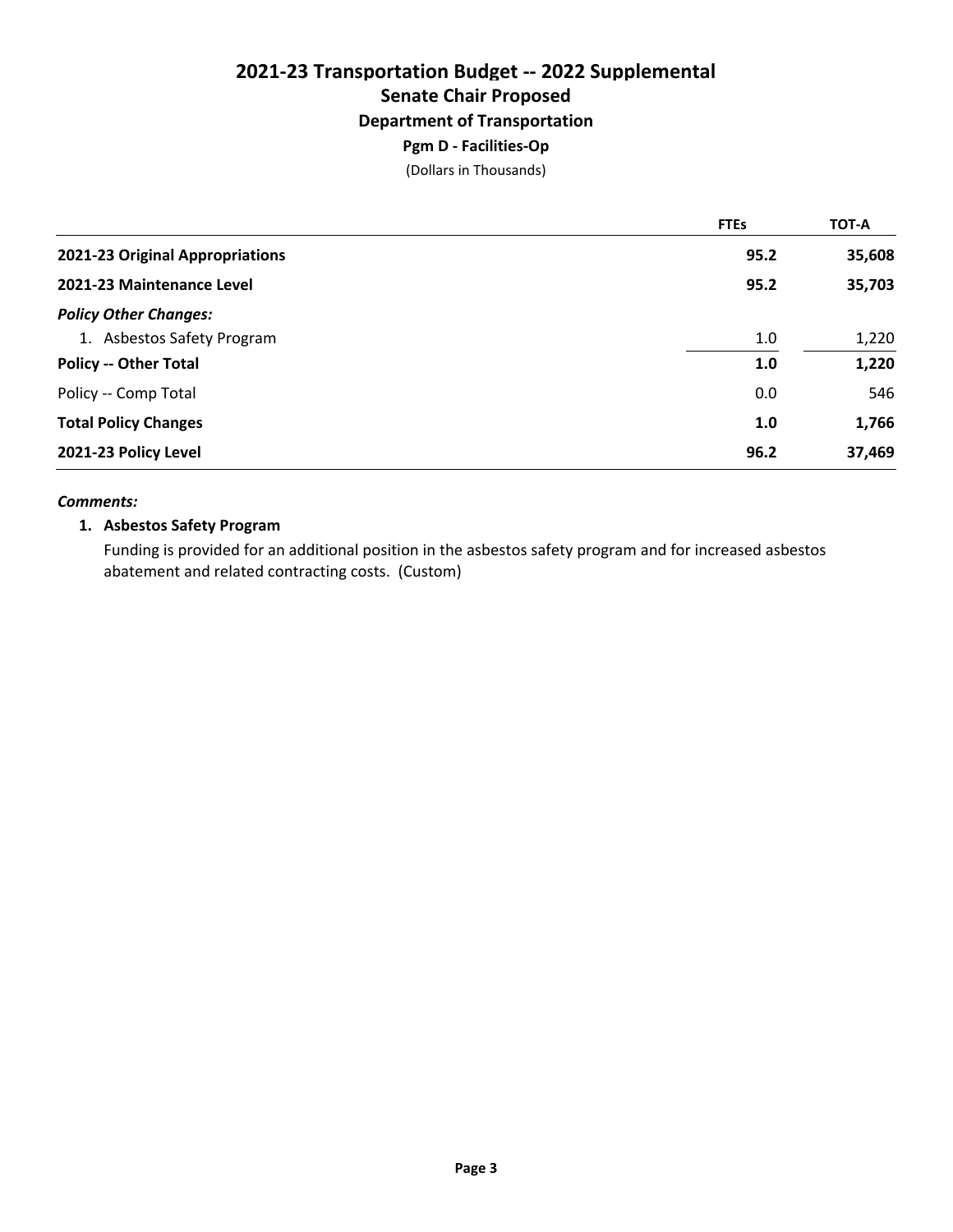# 2021-23 Transportation Budget -- 2022 Supplemental

## Senate Chair Proposed

### Department of Transportation

#### Pgm D - Facilities-Op

(Dollars in Thousands)

| | FTEs | TOT-A |
|---|---|---|
| **2021-23 Original Appropriations** | **95.2** | **35,608** |
| **2021-23 Maintenance Level** | **95.2** | **35,703** |
| ***Policy Other Changes:*** | | |
| 1. Asbestos Safety Program | 1.0 | 1,220 |
| **Policy -- Other Total** | **1.0** | **1,220** |
| Policy -- Comp Total | 0.0 | 546 |
| **Total Policy Changes** | **1.0** | **1,766** |
| **2021-23 Policy Level** | **96.2** | **37,469** |

***Comments:***

**1. Asbestos Safety Program**

Funding is provided for an additional position in the asbestos safety program and for increased asbestos abatement and related contracting costs. (Custom)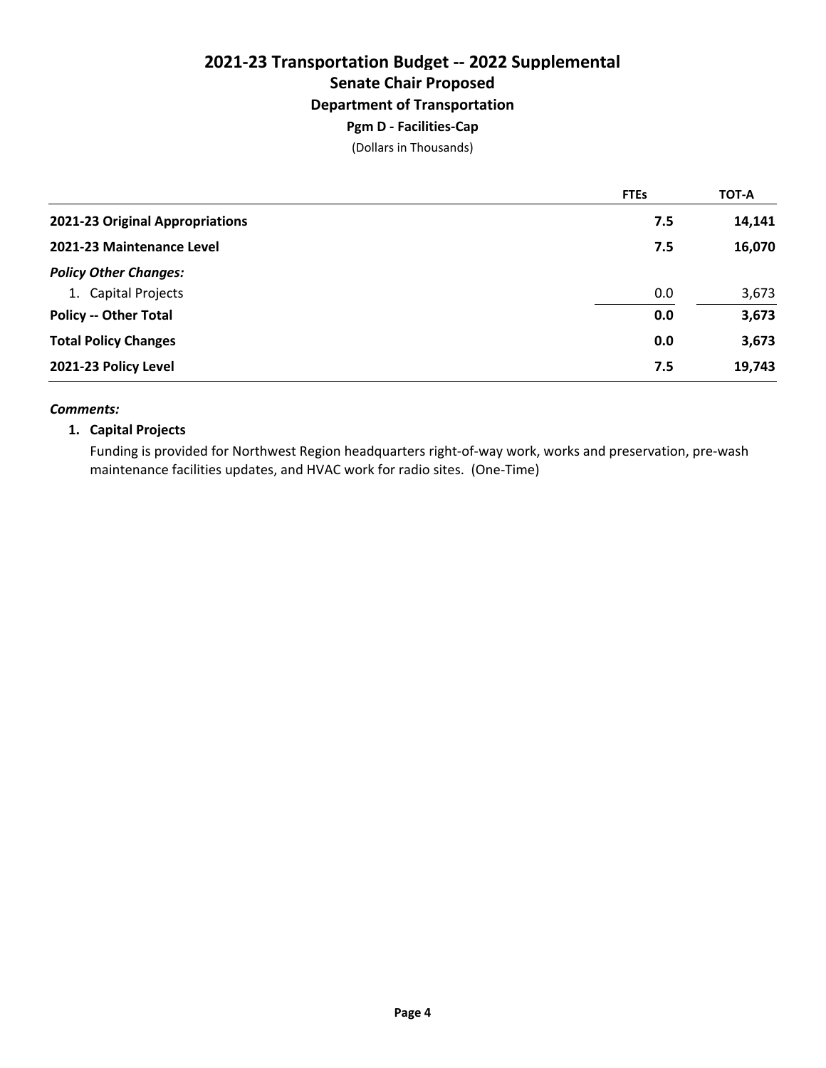# 2021-23 Transportation Budget -- 2022 Supplemental

## Senate Chair Proposed

### Department of Transportation

#### Pgm D - Facilities-Cap

(Dollars in Thousands)

| | FTEs | TOT-A |
|---|---|---|
| **2021-23 Original Appropriations** | **7.5** | **14,141** |
| **2021-23 Maintenance Level** | **7.5** | **16,070** |
| ***Policy Other Changes:*** | | |
| 1. Capital Projects | 0.0 | 3,673 |
| **Policy -- Other Total** | **0.0** | **3,673** |
| **Total Policy Changes** | **0.0** | **3,673** |
| **2021-23 Policy Level** | **7.5** | **19,743** |

***Comments:***

1. **Capital Projects**

   Funding is provided for Northwest Region headquarters right-of-way work, works and preservation, pre-wash maintenance facilities updates, and HVAC work for radio sites. (One-Time)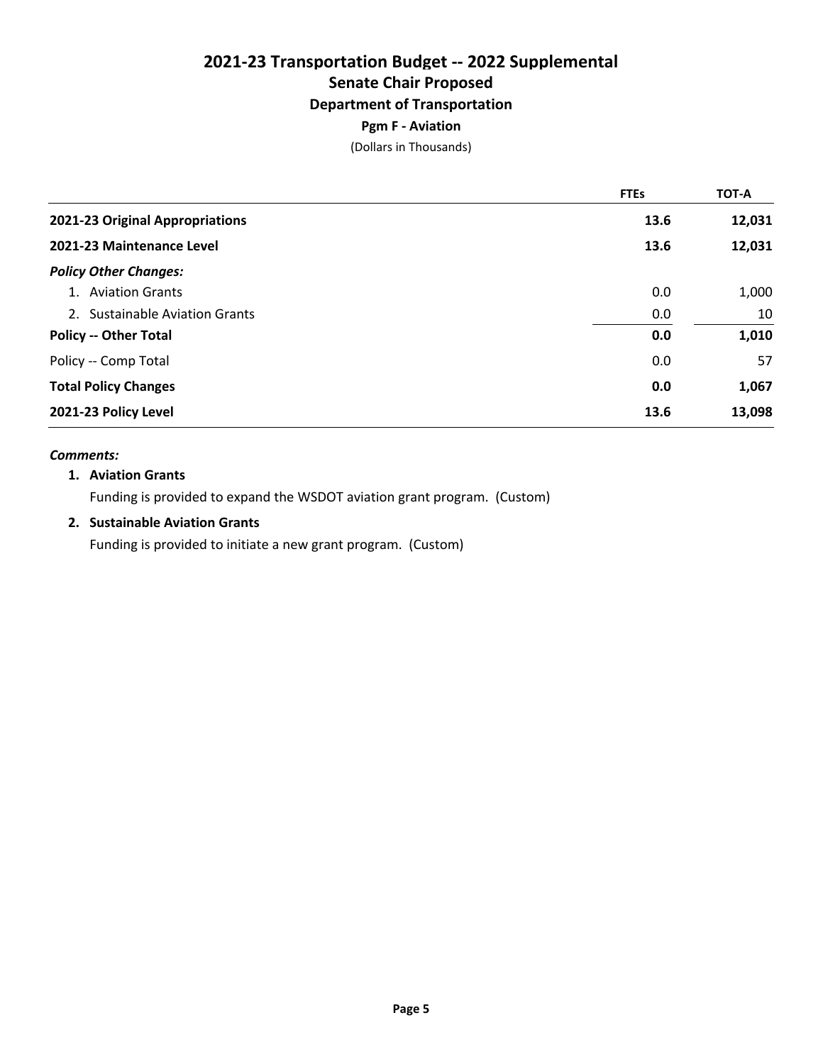# 2021-23 Transportation Budget -- 2022 Supplemental

## Senate Chair Proposed

### Department of Transportation

#### Pgm F - Aviation

(Dollars in Thousands)

| | FTEs | TOT-A |
|---|---|---|
| **2021-23 Original Appropriations** | **13.6** | **12,031** |
| **2021-23 Maintenance Level** | **13.6** | **12,031** |
| ***Policy Other Changes:*** | | |
| 1. Aviation Grants | 0.0 | 1,000 |
| 2. Sustainable Aviation Grants | 0.0 | 10 |
| **Policy -- Other Total** | **0.0** | **1,010** |
| Policy -- Comp Total | 0.0 | 57 |
| **Total Policy Changes** | **0.0** | **1,067** |
| **2021-23 Policy Level** | **13.6** | **13,098** |

***Comments:***

1. **Aviation Grants**

   Funding is provided to expand the WSDOT aviation grant program. (Custom)

2. **Sustainable Aviation Grants**

   Funding is provided to initiate a new grant program. (Custom)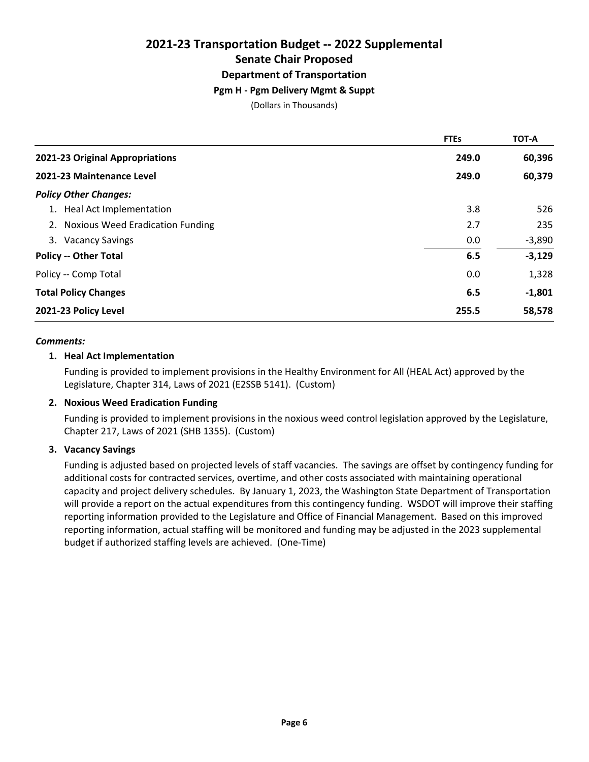# 2021-23 Transportation Budget -- 2022 Supplemental
## Senate Chair Proposed
### Department of Transportation
#### Pgm H - Pgm Delivery Mgmt & Suppt

(Dollars in Thousands)

| | FTEs | TOT-A |
|---|---|---|
| **2021-23 Original Appropriations** | **249.0** | **60,396** |
| **2021-23 Maintenance Level** | **249.0** | **60,379** |
| ***Policy Other Changes:*** | | |
| 1. Heal Act Implementation | 3.8 | 526 |
| 2. Noxious Weed Eradication Funding | 2.7 | 235 |
| 3. Vacancy Savings | 0.0 | -3,890 |
| **Policy -- Other Total** | **6.5** | **-3,129** |
| Policy -- Comp Total | 0.0 | 1,328 |
| **Total Policy Changes** | **6.5** | **-1,801** |
| **2021-23 Policy Level** | **255.5** | **58,578** |

***Comments:***

**1. Heal Act Implementation**

Funding is provided to implement provisions in the Healthy Environment for All (HEAL Act) approved by the Legislature, Chapter 314, Laws of 2021 (E2SSB 5141). (Custom)

**2. Noxious Weed Eradication Funding**

Funding is provided to implement provisions in the noxious weed control legislation approved by the Legislature, Chapter 217, Laws of 2021 (SHB 1355). (Custom)

**3. Vacancy Savings**

Funding is adjusted based on projected levels of staff vacancies. The savings are offset by contingency funding for additional costs for contracted services, overtime, and other costs associated with maintaining operational capacity and project delivery schedules. By January 1, 2023, the Washington State Department of Transportation will provide a report on the actual expenditures from this contingency funding. WSDOT will improve their staffing reporting information provided to the Legislature and Office of Financial Management. Based on this improved reporting information, actual staffing will be monitored and funding may be adjusted in the 2023 supplemental budget if authorized staffing levels are achieved. (One-Time)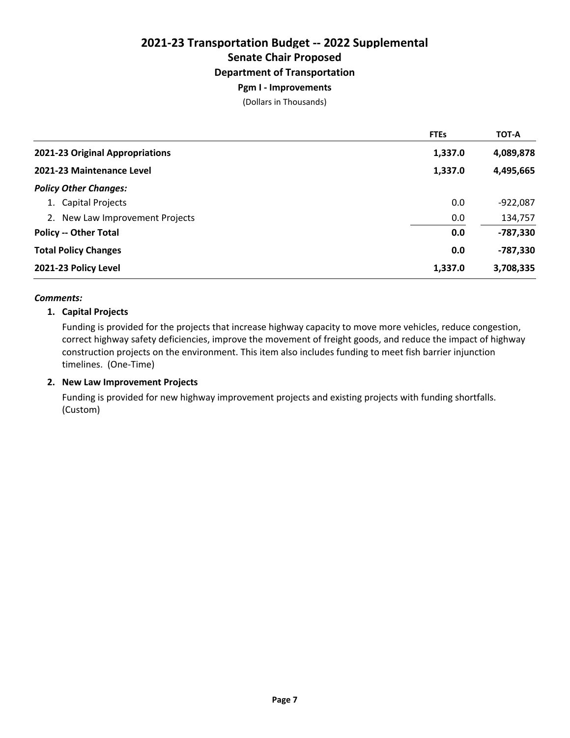# 2021-23 Transportation Budget -- 2022 Supplemental

## Senate Chair Proposed

### Department of Transportation

#### Pgm I - Improvements

(Dollars in Thousands)

| | FTEs | TOT-A |
|---|---|---|
| **2021-23 Original Appropriations** | **1,337.0** | **4,089,878** |
| **2021-23 Maintenance Level** | **1,337.0** | **4,495,665** |
| ***Policy Other Changes:*** | | |
| 1. Capital Projects | 0.0 | -922,087 |
| 2. New Law Improvement Projects | 0.0 | 134,757 |
| **Policy -- Other Total** | **0.0** | **-787,330** |
| **Total Policy Changes** | **0.0** | **-787,330** |
| **2021-23 Policy Level** | **1,337.0** | **3,708,335** |

***Comments:***

**1. Capital Projects**

Funding is provided for the projects that increase highway capacity to move more vehicles, reduce congestion, correct highway safety deficiencies, improve the movement of freight goods, and reduce the impact of highway construction projects on the environment. This item also includes funding to meet fish barrier injunction timelines. (One-Time)

**2. New Law Improvement Projects**

Funding is provided for new highway improvement projects and existing projects with funding shortfalls. (Custom)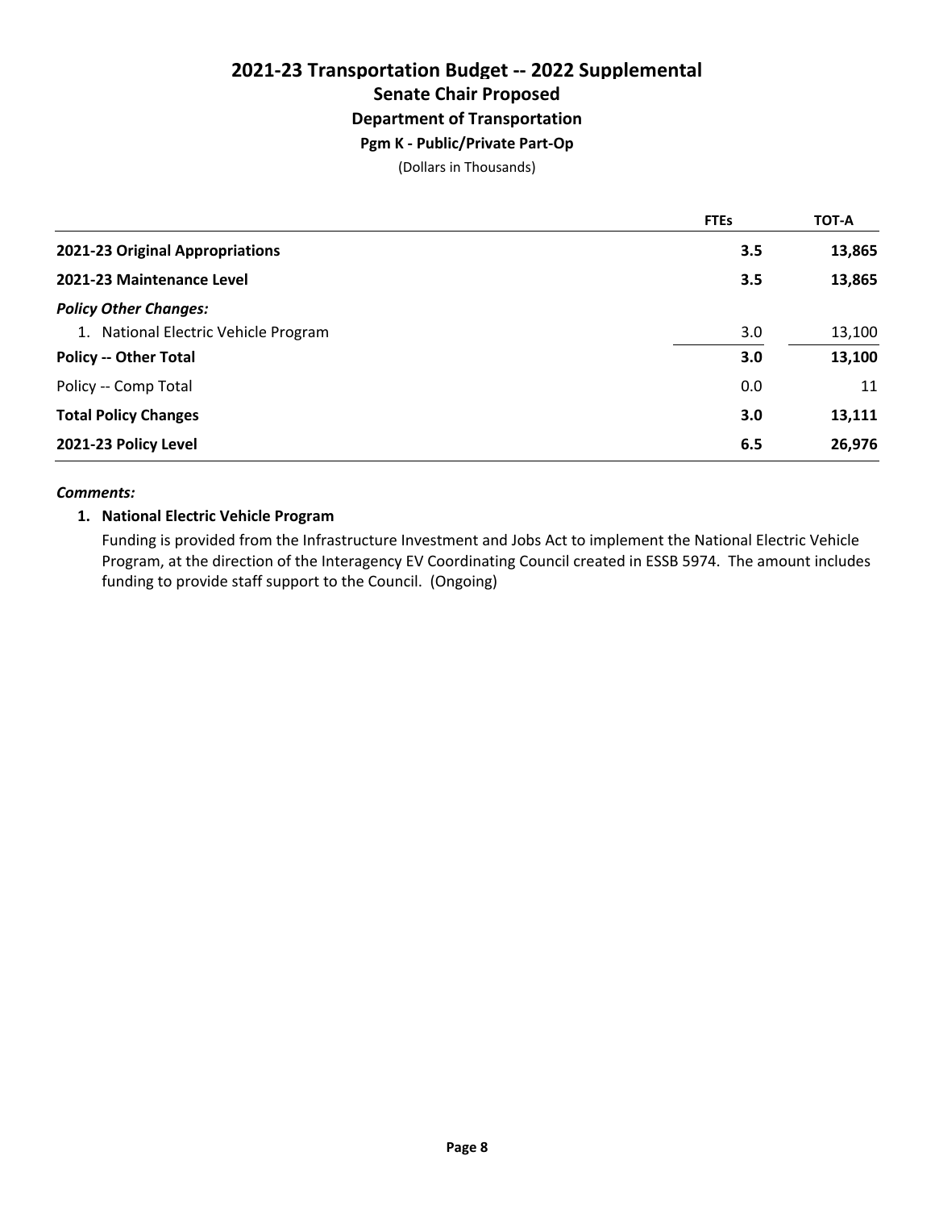# 2021-23 Transportation Budget -- 2022 Supplemental

## Senate Chair Proposed

### Department of Transportation

#### Pgm K - Public/Private Part-Op

(Dollars in Thousands)

| | FTEs | TOT-A |
|---|---|---|
| **2021-23 Original Appropriations** | **3.5** | **13,865** |
| **2021-23 Maintenance Level** | **3.5** | **13,865** |
| ***Policy Other Changes:*** | | |
| 1. National Electric Vehicle Program | 3.0 | 13,100 |
| **Policy -- Other Total** | **3.0** | **13,100** |
| Policy -- Comp Total | 0.0 | 11 |
| **Total Policy Changes** | **3.0** | **13,111** |
| **2021-23 Policy Level** | **6.5** | **26,976** |

***Comments:***

1. **National Electric Vehicle Program**

   Funding is provided from the Infrastructure Investment and Jobs Act to implement the National Electric Vehicle Program, at the direction of the Interagency EV Coordinating Council created in ESSB 5974. The amount includes funding to provide staff support to the Council. (Ongoing)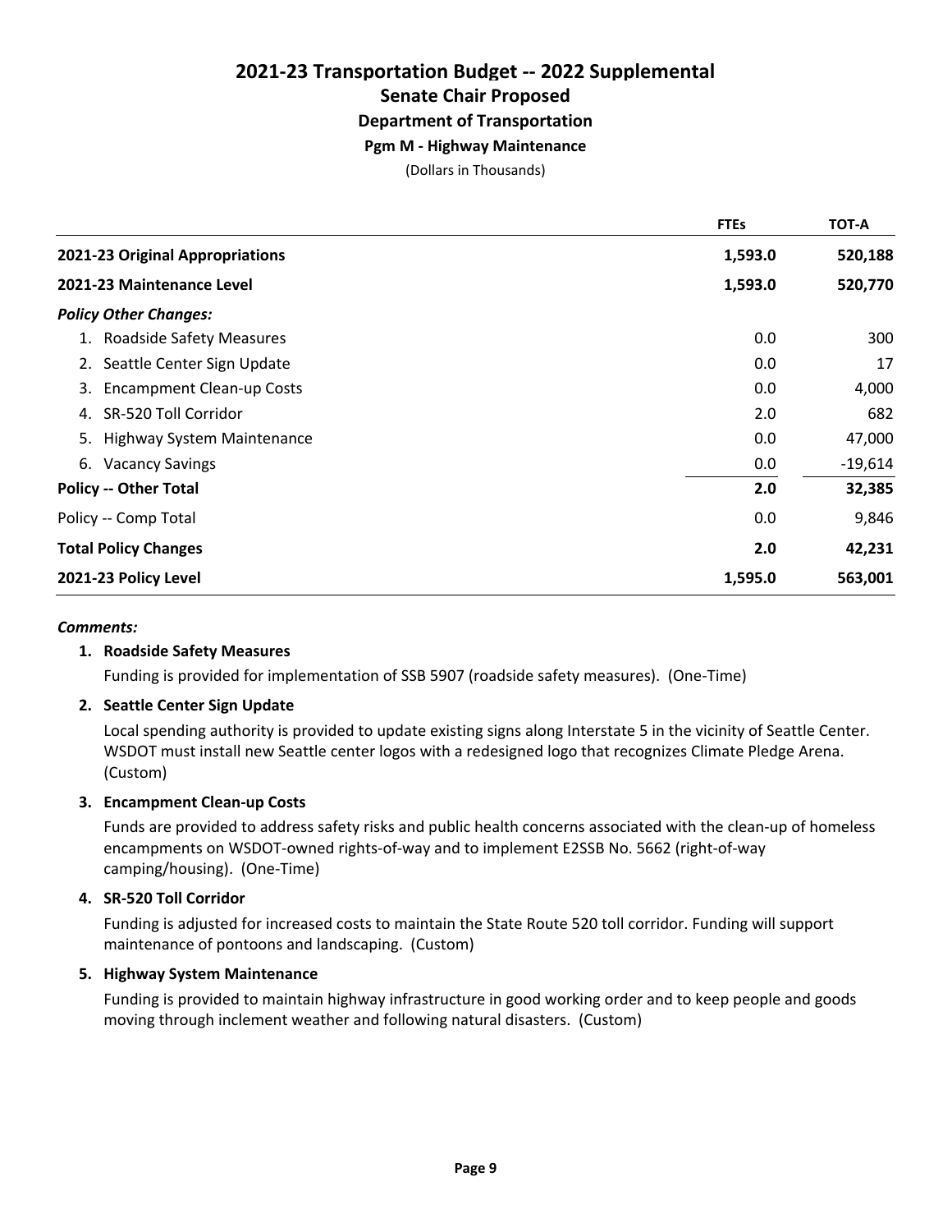# 2021-23 Transportation Budget -- 2022 Supplemental

## Senate Chair Proposed

### Department of Transportation

#### Pgm M - Highway Maintenance

(Dollars in Thousands)

| | FTEs | TOT-A |
|---|---|---|
| **2021-23 Original Appropriations** | **1,593.0** | **520,188** |
| **2021-23 Maintenance Level** | **1,593.0** | **520,770** |
| ***Policy Other Changes:*** | | |
| 1. Roadside Safety Measures | 0.0 | 300 |
| 2. Seattle Center Sign Update | 0.0 | 17 |
| 3. Encampment Clean-up Costs | 0.0 | 4,000 |
| 4. SR-520 Toll Corridor | 2.0 | 682 |
| 5. Highway System Maintenance | 0.0 | 47,000 |
| 6. Vacancy Savings | 0.0 | -19,614 |
| **Policy -- Other Total** | **2.0** | **32,385** |
| Policy -- Comp Total | 0.0 | 9,846 |
| **Total Policy Changes** | **2.0** | **42,231** |
| **2021-23 Policy Level** | **1,595.0** | **563,001** |

***Comments:***

**1. Roadside Safety Measures**

Funding is provided for implementation of SSB 5907 (roadside safety measures). (One-Time)

**2. Seattle Center Sign Update**

Local spending authority is provided to update existing signs along Interstate 5 in the vicinity of Seattle Center. WSDOT must install new Seattle center logos with a redesigned logo that recognizes Climate Pledge Arena. (Custom)

**3. Encampment Clean-up Costs**

Funds are provided to address safety risks and public health concerns associated with the clean-up of homeless encampments on WSDOT-owned rights-of-way and to implement E2SSB No. 5662 (right-of-way camping/housing). (One-Time)

**4. SR-520 Toll Corridor**

Funding is adjusted for increased costs to maintain the State Route 520 toll corridor. Funding will support maintenance of pontoons and landscaping. (Custom)

**5. Highway System Maintenance**

Funding is provided to maintain highway infrastructure in good working order and to keep people and goods moving through inclement weather and following natural disasters. (Custom)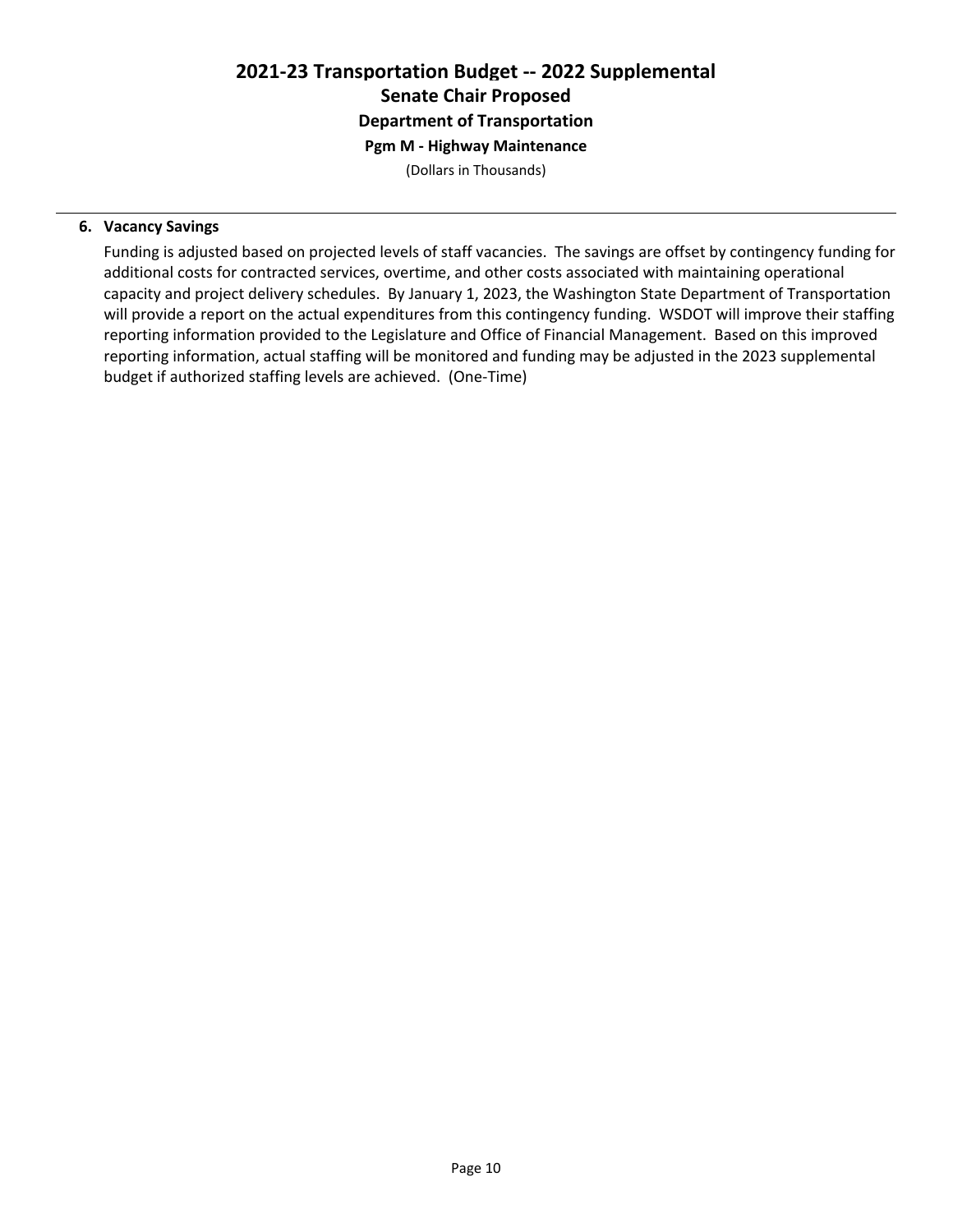# 2021-23 Transportation Budget -- 2022 Supplemental

## Senate Chair Proposed

### Department of Transportation

#### Pgm M - Highway Maintenance

(Dollars in Thousands)

**6. Vacancy Savings**

Funding is adjusted based on projected levels of staff vacancies. The savings are offset by contingency funding for additional costs for contracted services, overtime, and other costs associated with maintaining operational capacity and project delivery schedules. By January 1, 2023, the Washington State Department of Transportation will provide a report on the actual expenditures from this contingency funding. WSDOT will improve their staffing reporting information provided to the Legislature and Office of Financial Management. Based on this improved reporting information, actual staffing will be monitored and funding may be adjusted in the 2023 supplemental budget if authorized staffing levels are achieved. (One-Time)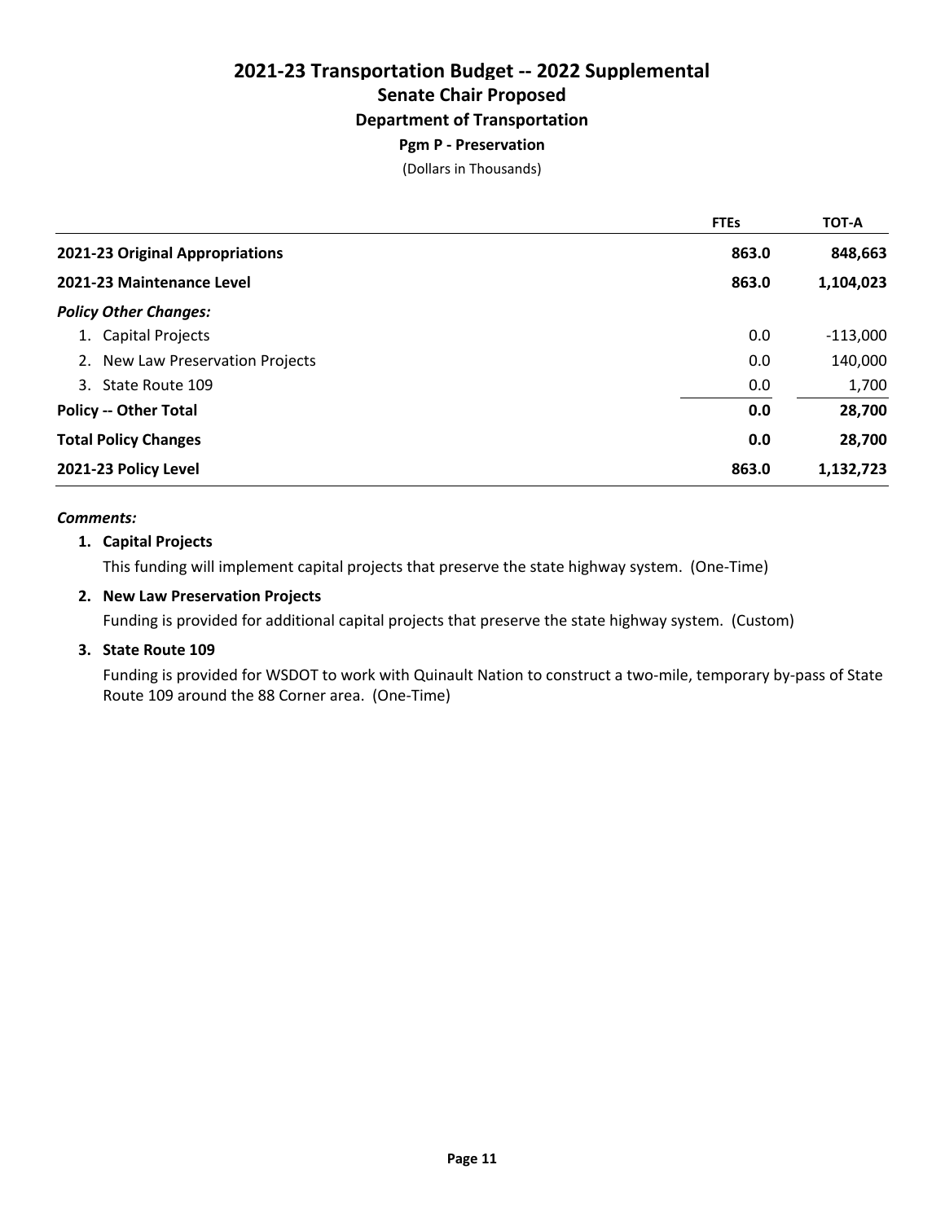# 2021-23 Transportation Budget -- 2022 Supplemental

## Senate Chair Proposed

### Department of Transportation

#### Pgm P - Preservation

(Dollars in Thousands)

| | FTEs | TOT-A |
|---|---|---|
| **2021-23 Original Appropriations** | **863.0** | **848,663** |
| **2021-23 Maintenance Level** | **863.0** | **1,104,023** |
| ***Policy Other Changes:*** | | |
| 1. Capital Projects | 0.0 | -113,000 |
| 2. New Law Preservation Projects | 0.0 | 140,000 |
| 3. State Route 109 | 0.0 | 1,700 |
| **Policy -- Other Total** | **0.0** | **28,700** |
| **Total Policy Changes** | **0.0** | **28,700** |
| **2021-23 Policy Level** | **863.0** | **1,132,723** |

***Comments:***

**1. Capital Projects**

This funding will implement capital projects that preserve the state highway system. (One-Time)

**2. New Law Preservation Projects**

Funding is provided for additional capital projects that preserve the state highway system. (Custom)

**3. State Route 109**

Funding is provided for WSDOT to work with Quinault Nation to construct a two-mile, temporary by-pass of State Route 109 around the 88 Corner area. (One-Time)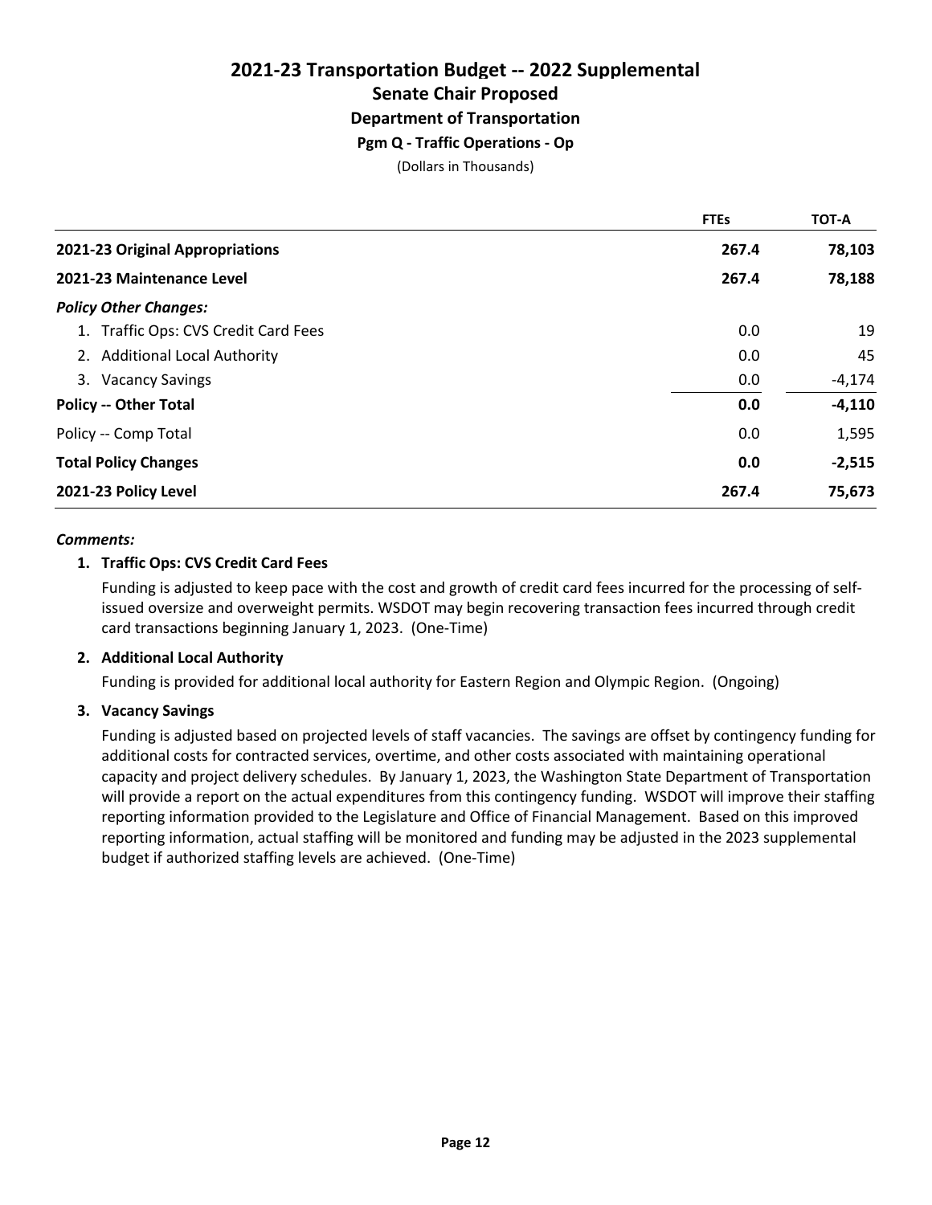# 2021-23 Transportation Budget -- 2022 Supplemental

## Senate Chair Proposed

### Department of Transportation

#### Pgm Q - Traffic Operations - Op

(Dollars in Thousands)

| | FTEs | TOT-A |
|---|---|---|
| **2021-23 Original Appropriations** | **267.4** | **78,103** |
| **2021-23 Maintenance Level** | **267.4** | **78,188** |
| ***Policy Other Changes:*** | | |
| 1. Traffic Ops: CVS Credit Card Fees | 0.0 | 19 |
| 2. Additional Local Authority | 0.0 | 45 |
| 3. Vacancy Savings | 0.0 | -4,174 |
| **Policy -- Other Total** | **0.0** | **-4,110** |
| Policy -- Comp Total | 0.0 | 1,595 |
| **Total Policy Changes** | **0.0** | **-2,515** |
| **2021-23 Policy Level** | **267.4** | **75,673** |

***Comments:***

**1. Traffic Ops: CVS Credit Card Fees**

Funding is adjusted to keep pace with the cost and growth of credit card fees incurred for the processing of self-issued oversize and overweight permits. WSDOT may begin recovering transaction fees incurred through credit card transactions beginning January 1, 2023. (One-Time)

**2. Additional Local Authority**

Funding is provided for additional local authority for Eastern Region and Olympic Region. (Ongoing)

**3. Vacancy Savings**

Funding is adjusted based on projected levels of staff vacancies. The savings are offset by contingency funding for additional costs for contracted services, overtime, and other costs associated with maintaining operational capacity and project delivery schedules. By January 1, 2023, the Washington State Department of Transportation will provide a report on the actual expenditures from this contingency funding. WSDOT will improve their staffing reporting information provided to the Legislature and Office of Financial Management. Based on this improved reporting information, actual staffing will be monitored and funding may be adjusted in the 2023 supplemental budget if authorized staffing levels are achieved. (One-Time)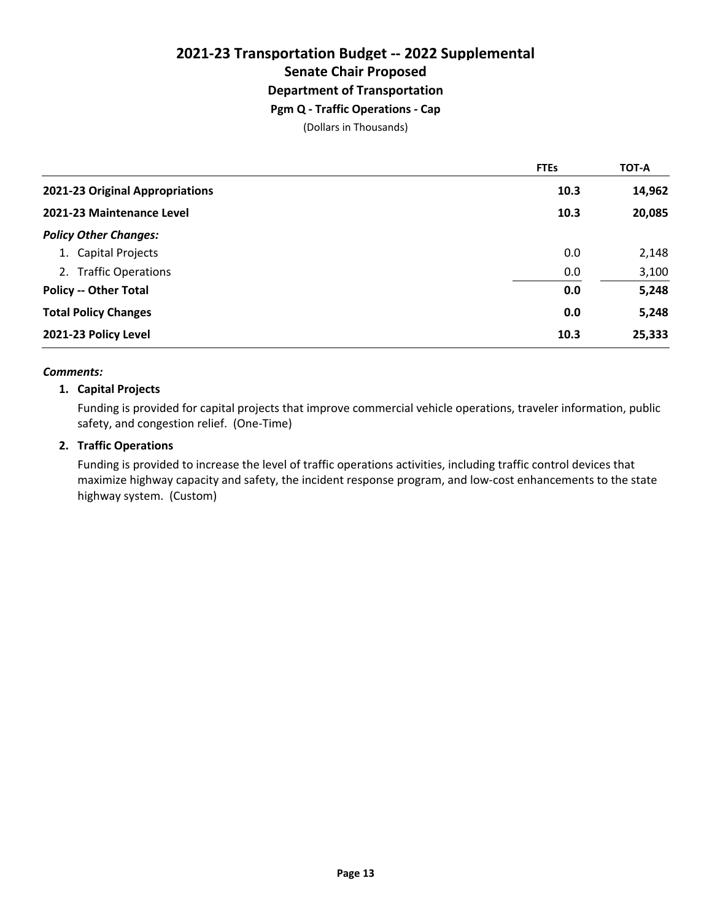# 2021-23 Transportation Budget -- 2022 Supplemental

## Senate Chair Proposed

### Department of Transportation

#### Pgm Q - Traffic Operations - Cap

(Dollars in Thousands)

| | FTEs | TOT-A |
|---|---|---|
| **2021-23 Original Appropriations** | **10.3** | **14,962** |
| **2021-23 Maintenance Level** | **10.3** | **20,085** |
| ***Policy Other Changes:*** | | |
| 1. Capital Projects | 0.0 | 2,148 |
| 2. Traffic Operations | 0.0 | 3,100 |
| **Policy -- Other Total** | **0.0** | **5,248** |
| **Total Policy Changes** | **0.0** | **5,248** |
| **2021-23 Policy Level** | **10.3** | **25,333** |

***Comments:***

1. **Capital Projects**

   Funding is provided for capital projects that improve commercial vehicle operations, traveler information, public safety, and congestion relief. (One-Time)

2. **Traffic Operations**

   Funding is provided to increase the level of traffic operations activities, including traffic control devices that maximize highway capacity and safety, the incident response program, and low-cost enhancements to the state highway system. (Custom)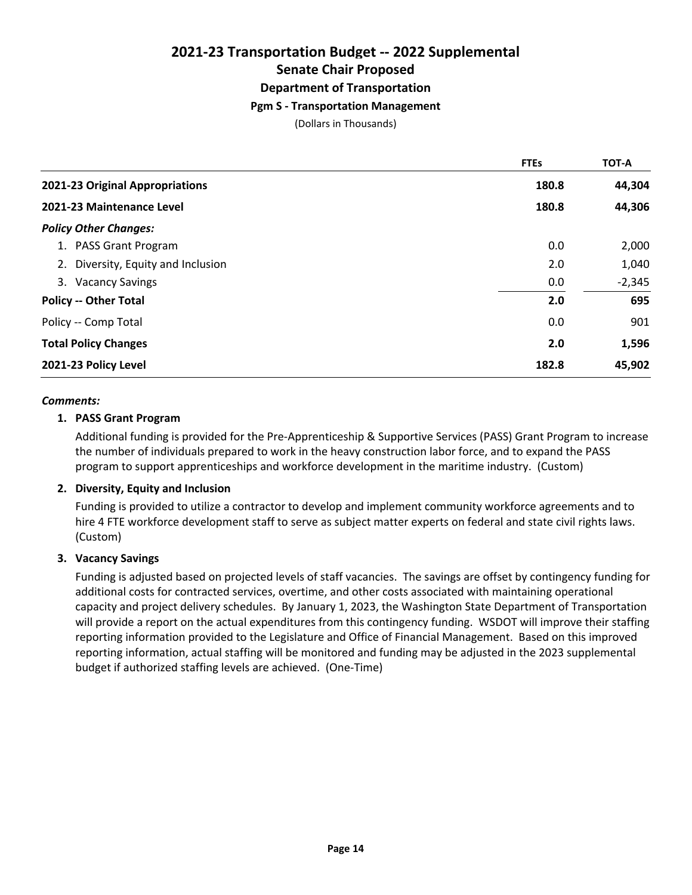# 2021-23 Transportation Budget -- 2022 Supplemental

## Senate Chair Proposed

### Department of Transportation

#### Pgm S - Transportation Management

(Dollars in Thousands)

| | FTEs | TOT-A |
|---|---|---|
| **2021-23 Original Appropriations** | **180.8** | **44,304** |
| **2021-23 Maintenance Level** | **180.8** | **44,306** |
| ***Policy Other Changes:*** | | |
| 1. PASS Grant Program | 0.0 | 2,000 |
| 2. Diversity, Equity and Inclusion | 2.0 | 1,040 |
| 3. Vacancy Savings | 0.0 | -2,345 |
| **Policy -- Other Total** | **2.0** | **695** |
| Policy -- Comp Total | 0.0 | 901 |
| **Total Policy Changes** | **2.0** | **1,596** |
| **2021-23 Policy Level** | **182.8** | **45,902** |

***Comments:***

**1. PASS Grant Program**

Additional funding is provided for the Pre-Apprenticeship & Supportive Services (PASS) Grant Program to increase the number of individuals prepared to work in the heavy construction labor force, and to expand the PASS program to support apprenticeships and workforce development in the maritime industry. (Custom)

**2. Diversity, Equity and Inclusion**

Funding is provided to utilize a contractor to develop and implement community workforce agreements and to hire 4 FTE workforce development staff to serve as subject matter experts on federal and state civil rights laws. (Custom)

**3. Vacancy Savings**

Funding is adjusted based on projected levels of staff vacancies. The savings are offset by contingency funding for additional costs for contracted services, overtime, and other costs associated with maintaining operational capacity and project delivery schedules. By January 1, 2023, the Washington State Department of Transportation will provide a report on the actual expenditures from this contingency funding. WSDOT will improve their staffing reporting information provided to the Legislature and Office of Financial Management. Based on this improved reporting information, actual staffing will be monitored and funding may be adjusted in the 2023 supplemental budget if authorized staffing levels are achieved. (One-Time)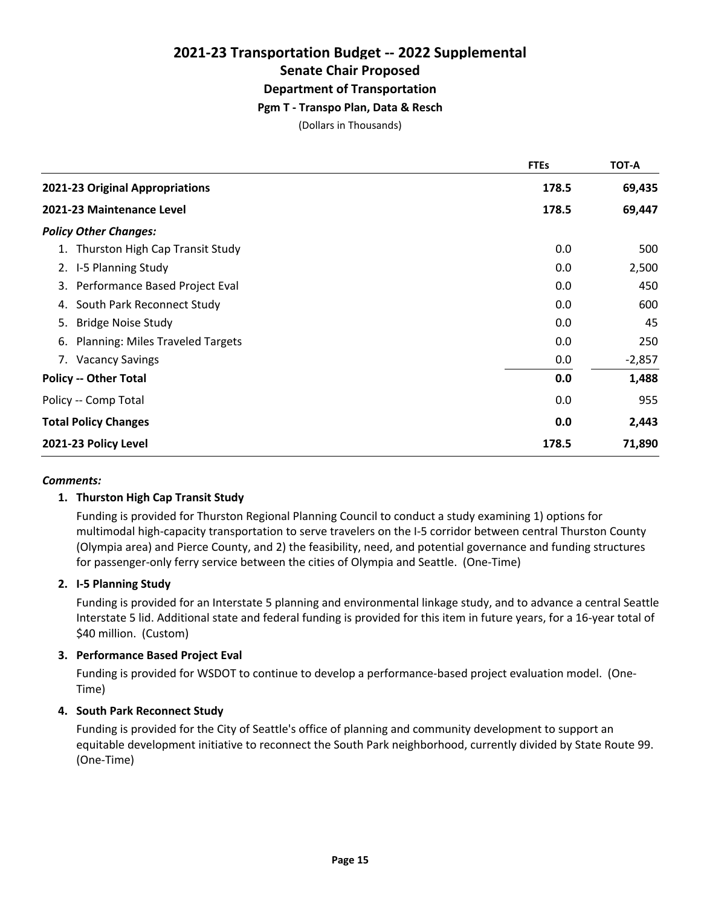# 2021-23 Transportation Budget -- 2022 Supplemental

## Senate Chair Proposed

### Department of Transportation

#### Pgm T - Transpo Plan, Data & Resch

(Dollars in Thousands)

| | FTEs | TOT-A |
|---|---|---|
| **2021-23 Original Appropriations** | **178.5** | **69,435** |
| **2021-23 Maintenance Level** | **178.5** | **69,447** |
| ***Policy Other Changes:*** | | |
| 1. Thurston High Cap Transit Study | 0.0 | 500 |
| 2. I-5 Planning Study | 0.0 | 2,500 |
| 3. Performance Based Project Eval | 0.0 | 450 |
| 4. South Park Reconnect Study | 0.0 | 600 |
| 5. Bridge Noise Study | 0.0 | 45 |
| 6. Planning: Miles Traveled Targets | 0.0 | 250 |
| 7. Vacancy Savings | 0.0 | -2,857 |
| **Policy -- Other Total** | **0.0** | **1,488** |
| Policy -- Comp Total | 0.0 | 955 |
| **Total Policy Changes** | **0.0** | **2,443** |
| **2021-23 Policy Level** | **178.5** | **71,890** |

***Comments:***

**1. Thurston High Cap Transit Study**

Funding is provided for Thurston Regional Planning Council to conduct a study examining 1) options for multimodal high-capacity transportation to serve travelers on the I-5 corridor between central Thurston County (Olympia area) and Pierce County, and 2) the feasibility, need, and potential governance and funding structures for passenger-only ferry service between the cities of Olympia and Seattle. (One-Time)

**2. I-5 Planning Study**

Funding is provided for an Interstate 5 planning and environmental linkage study, and to advance a central Seattle Interstate 5 lid. Additional state and federal funding is provided for this item in future years, for a 16-year total of $40 million. (Custom)

**3. Performance Based Project Eval**

Funding is provided for WSDOT to continue to develop a performance-based project evaluation model. (One-Time)

**4. South Park Reconnect Study**

Funding is provided for the City of Seattle's office of planning and community development to support an equitable development initiative to reconnect the South Park neighborhood, currently divided by State Route 99. (One-Time)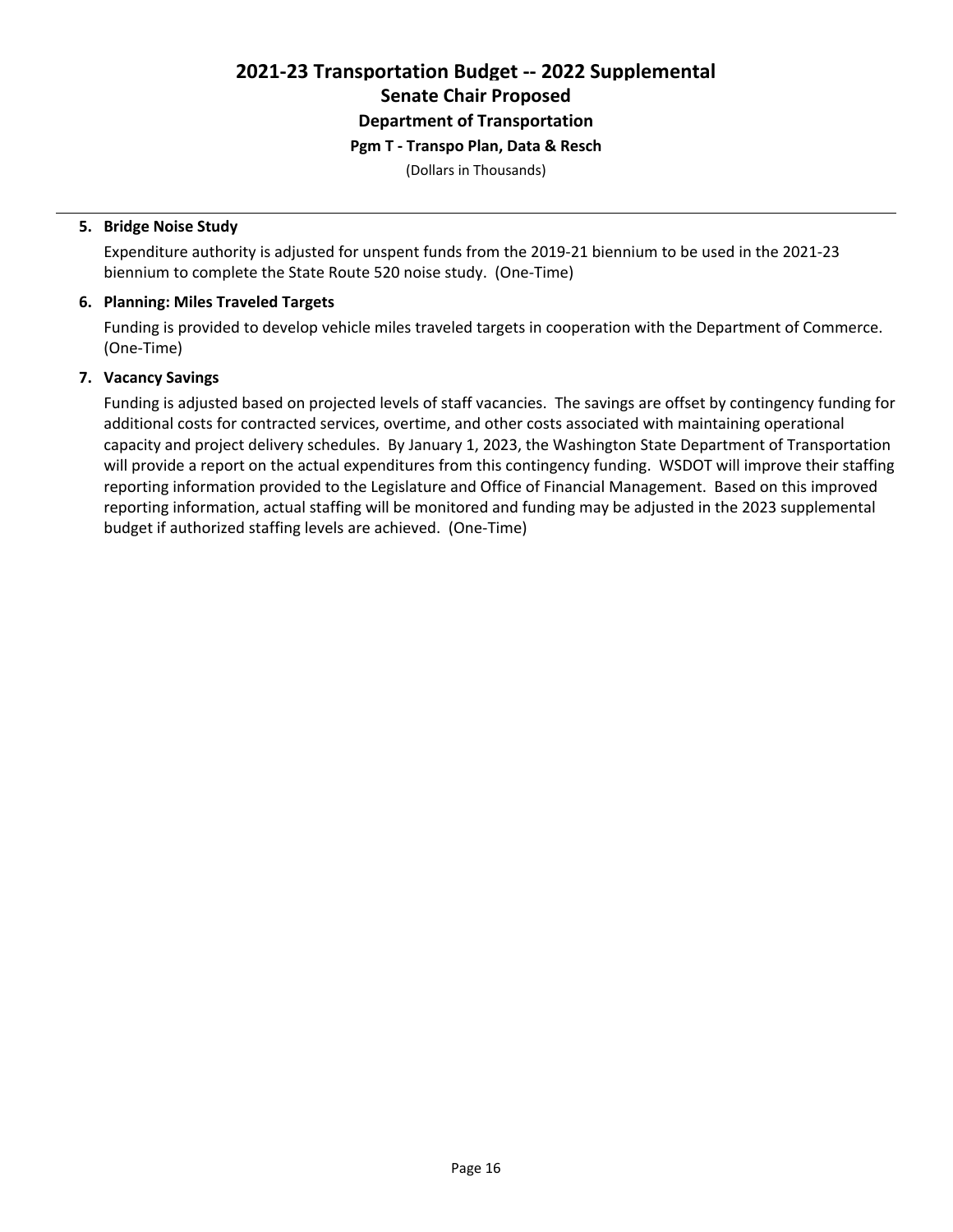# 2021-23 Transportation Budget -- 2022 Supplemental

## Senate Chair Proposed

### Department of Transportation

#### Pgm T - Transpo Plan, Data & Resch

(Dollars in Thousands)

---

**5. Bridge Noise Study**

Expenditure authority is adjusted for unspent funds from the 2019-21 biennium to be used in the 2021-23 biennium to complete the State Route 520 noise study. (One-Time)

**6. Planning: Miles Traveled Targets**

Funding is provided to develop vehicle miles traveled targets in cooperation with the Department of Commerce. (One-Time)

**7. Vacancy Savings**

Funding is adjusted based on projected levels of staff vacancies. The savings are offset by contingency funding for additional costs for contracted services, overtime, and other costs associated with maintaining operational capacity and project delivery schedules. By January 1, 2023, the Washington State Department of Transportation will provide a report on the actual expenditures from this contingency funding. WSDOT will improve their staffing reporting information provided to the Legislature and Office of Financial Management. Based on this improved reporting information, actual staffing will be monitored and funding may be adjusted in the 2023 supplemental budget if authorized staffing levels are achieved. (One-Time)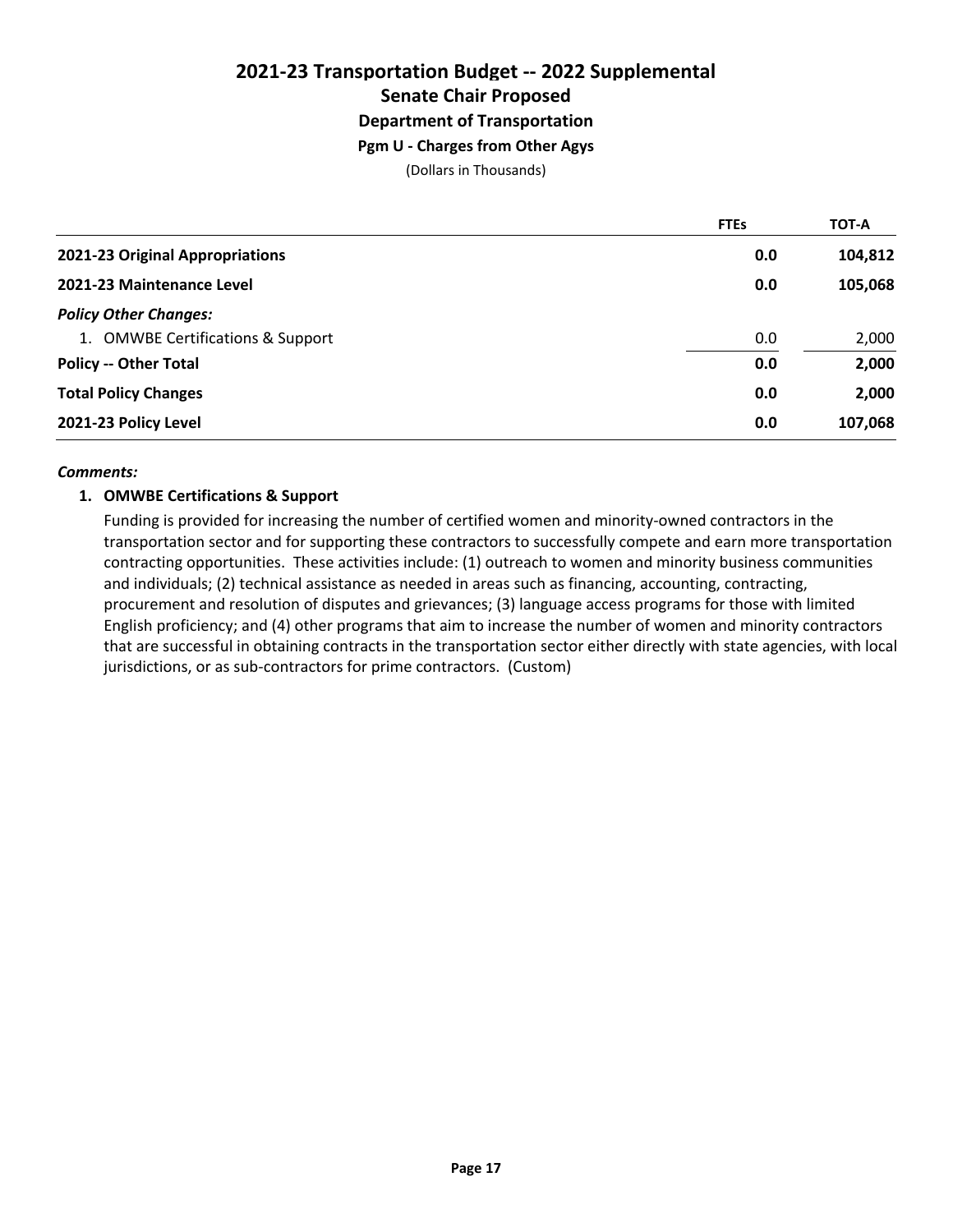# 2021-23 Transportation Budget -- 2022 Supplemental

## Senate Chair Proposed

### Department of Transportation

### Pgm U - Charges from Other Agys

(Dollars in Thousands)

| | FTEs | TOT-A |
|---|---|---|
| **2021-23 Original Appropriations** | **0.0** | **104,812** |
| **2021-23 Maintenance Level** | **0.0** | **105,068** |
| ***Policy Other Changes:*** | | |
| 1. OMWBE Certifications & Support | 0.0 | 2,000 |
| **Policy -- Other Total** | **0.0** | **2,000** |
| **Total Policy Changes** | **0.0** | **2,000** |
| **2021-23 Policy Level** | **0.0** | **107,068** |

***Comments:***

**1. OMWBE Certifications & Support**

Funding is provided for increasing the number of certified women and minority-owned contractors in the transportation sector and for supporting these contractors to successfully compete and earn more transportation contracting opportunities. These activities include: (1) outreach to women and minority business communities and individuals; (2) technical assistance as needed in areas such as financing, accounting, contracting, procurement and resolution of disputes and grievances; (3) language access programs for those with limited English proficiency; and (4) other programs that aim to increase the number of women and minority contractors that are successful in obtaining contracts in the transportation sector either directly with state agencies, with local jurisdictions, or as sub-contractors for prime contractors. (Custom)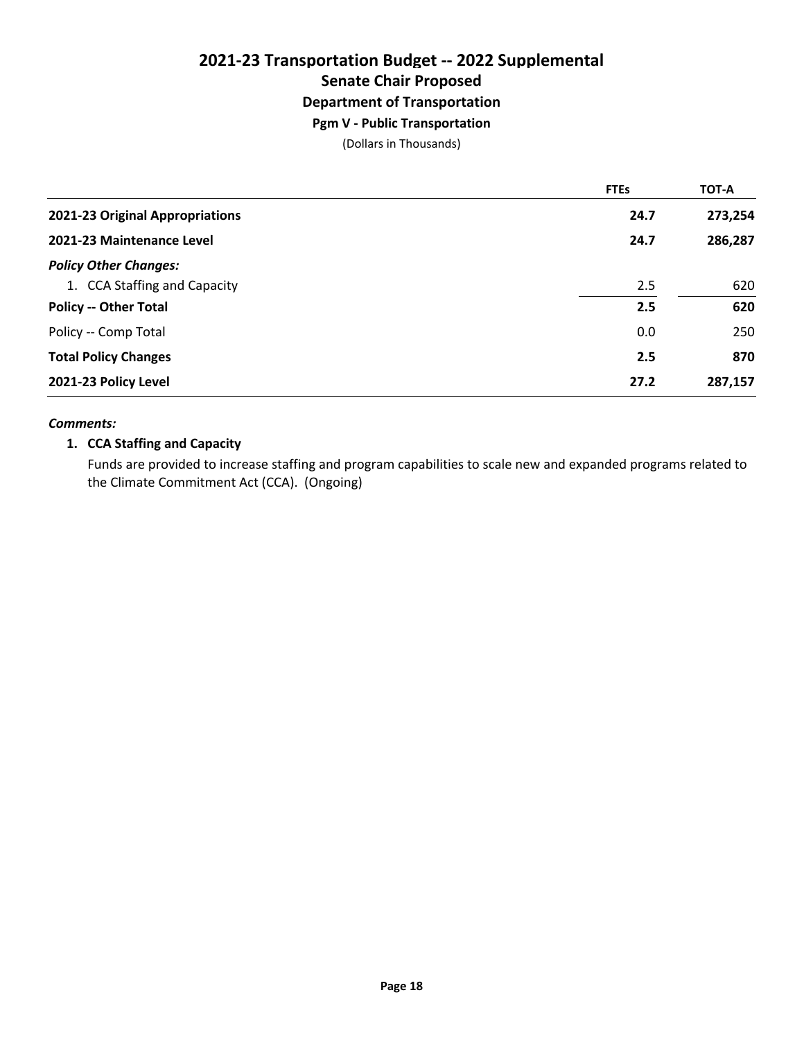# 2021-23 Transportation Budget -- 2022 Supplemental

## Senate Chair Proposed

### Department of Transportation

### Pgm V - Public Transportation

(Dollars in Thousands)

| | FTEs | TOT-A |
|---|---|---|
| **2021-23 Original Appropriations** | **24.7** | **273,254** |
| **2021-23 Maintenance Level** | **24.7** | **286,287** |
| ***Policy Other Changes:*** | | |
| 1. CCA Staffing and Capacity | 2.5 | 620 |
| **Policy -- Other Total** | **2.5** | **620** |
| Policy -- Comp Total | 0.0 | 250 |
| **Total Policy Changes** | **2.5** | **870** |
| **2021-23 Policy Level** | **27.2** | **287,157** |

***Comments:***

**1. CCA Staffing and Capacity**

Funds are provided to increase staffing and program capabilities to scale new and expanded programs related to the Climate Commitment Act (CCA). (Ongoing)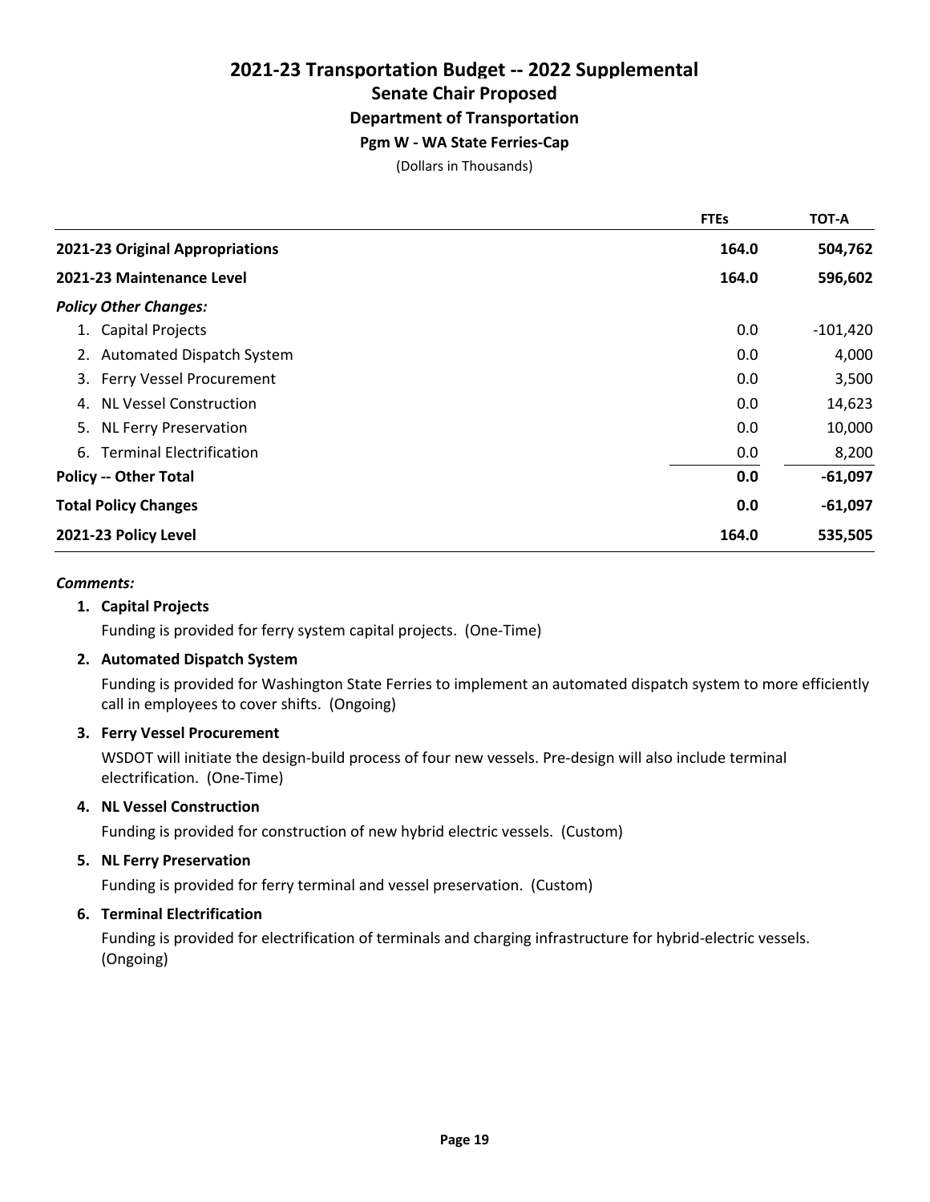# 2021-23 Transportation Budget -- 2022 Supplemental

## Senate Chair Proposed

### Department of Transportation

#### Pgm W - WA State Ferries-Cap

(Dollars in Thousands)

| | FTEs | TOT-A |
|---|---|---|
| **2021-23 Original Appropriations** | **164.0** | **504,762** |
| **2021-23 Maintenance Level** | **164.0** | **596,602** |
| ***Policy Other Changes:*** | | |
| 1. Capital Projects | 0.0 | -101,420 |
| 2. Automated Dispatch System | 0.0 | 4,000 |
| 3. Ferry Vessel Procurement | 0.0 | 3,500 |
| 4. NL Vessel Construction | 0.0 | 14,623 |
| 5. NL Ferry Preservation | 0.0 | 10,000 |
| 6. Terminal Electrification | 0.0 | 8,200 |
| **Policy -- Other Total** | **0.0** | **-61,097** |
| **Total Policy Changes** | **0.0** | **-61,097** |
| **2021-23 Policy Level** | **164.0** | **535,505** |

***Comments:***

**1. Capital Projects**

Funding is provided for ferry system capital projects. (One-Time)

**2. Automated Dispatch System**

Funding is provided for Washington State Ferries to implement an automated dispatch system to more efficiently call in employees to cover shifts. (Ongoing)

**3. Ferry Vessel Procurement**

WSDOT will initiate the design-build process of four new vessels. Pre-design will also include terminal electrification. (One-Time)

**4. NL Vessel Construction**

Funding is provided for construction of new hybrid electric vessels. (Custom)

**5. NL Ferry Preservation**

Funding is provided for ferry terminal and vessel preservation. (Custom)

**6. Terminal Electrification**

Funding is provided for electrification of terminals and charging infrastructure for hybrid-electric vessels. (Ongoing)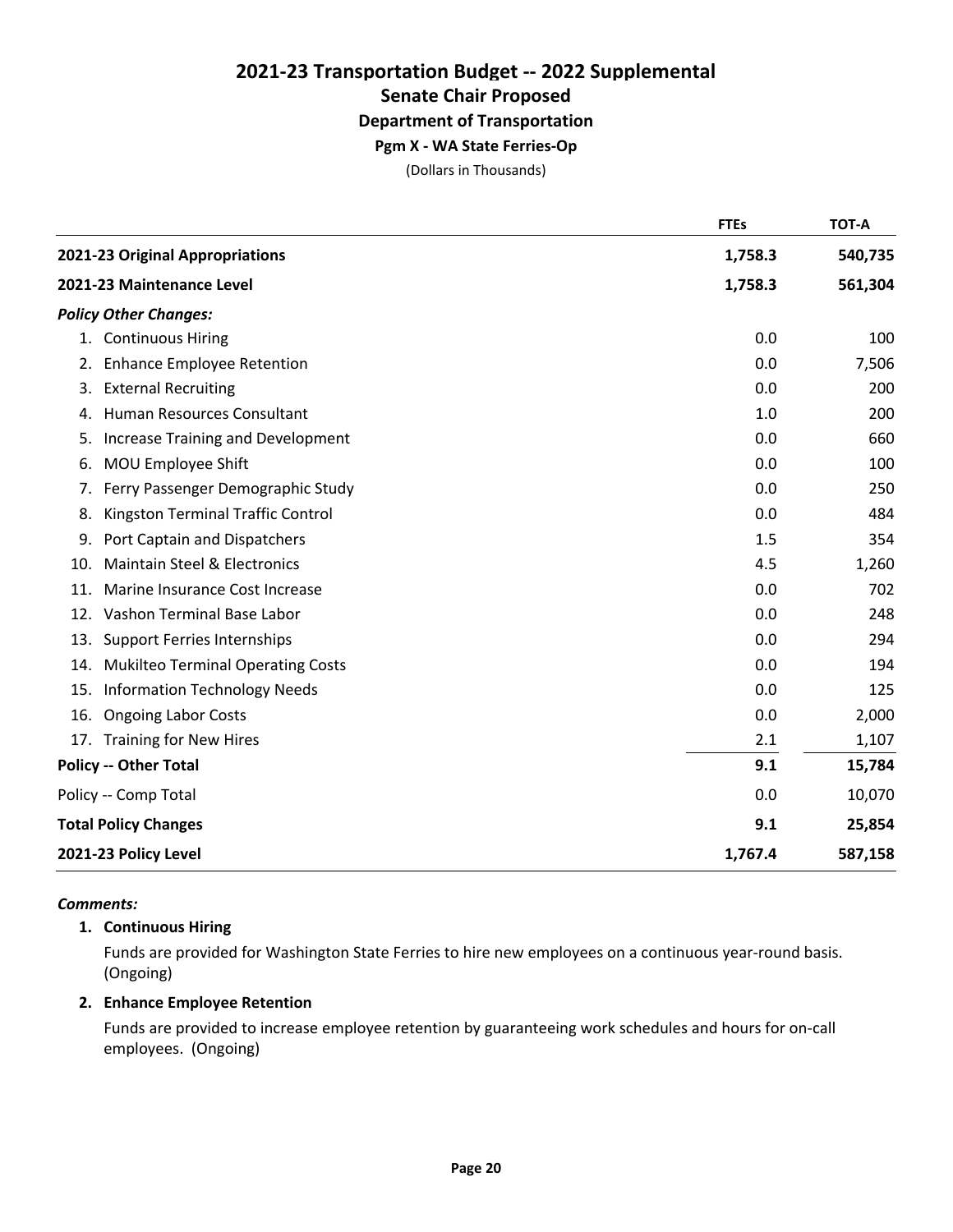# 2021-23 Transportation Budget -- 2022 Supplemental
## Senate Chair Proposed
### Department of Transportation
#### Pgm X - WA State Ferries-Op

(Dollars in Thousands)

| | FTEs | TOT-A |
|---|---|---|
| **2021-23 Original Appropriations** | **1,758.3** | **540,735** |
| **2021-23 Maintenance Level** | **1,758.3** | **561,304** |
| ***Policy Other Changes:*** | | |
| 1. Continuous Hiring | 0.0 | 100 |
| 2. Enhance Employee Retention | 0.0 | 7,506 |
| 3. External Recruiting | 0.0 | 200 |
| 4. Human Resources Consultant | 1.0 | 200 |
| 5. Increase Training and Development | 0.0 | 660 |
| 6. MOU Employee Shift | 0.0 | 100 |
| 7. Ferry Passenger Demographic Study | 0.0 | 250 |
| 8. Kingston Terminal Traffic Control | 0.0 | 484 |
| 9. Port Captain and Dispatchers | 1.5 | 354 |
| 10. Maintain Steel & Electronics | 4.5 | 1,260 |
| 11. Marine Insurance Cost Increase | 0.0 | 702 |
| 12. Vashon Terminal Base Labor | 0.0 | 248 |
| 13. Support Ferries Internships | 0.0 | 294 |
| 14. Mukilteo Terminal Operating Costs | 0.0 | 194 |
| 15. Information Technology Needs | 0.0 | 125 |
| 16. Ongoing Labor Costs | 0.0 | 2,000 |
| 17. Training for New Hires | 2.1 | 1,107 |
| **Policy -- Other Total** | **9.1** | **15,784** |
| Policy -- Comp Total | 0.0 | 10,070 |
| **Total Policy Changes** | **9.1** | **25,854** |
| **2021-23 Policy Level** | **1,767.4** | **587,158** |

***Comments:***

**1. Continuous Hiring**

Funds are provided for Washington State Ferries to hire new employees on a continuous year-round basis. (Ongoing)

**2. Enhance Employee Retention**

Funds are provided to increase employee retention by guaranteeing work schedules and hours for on-call employees. (Ongoing)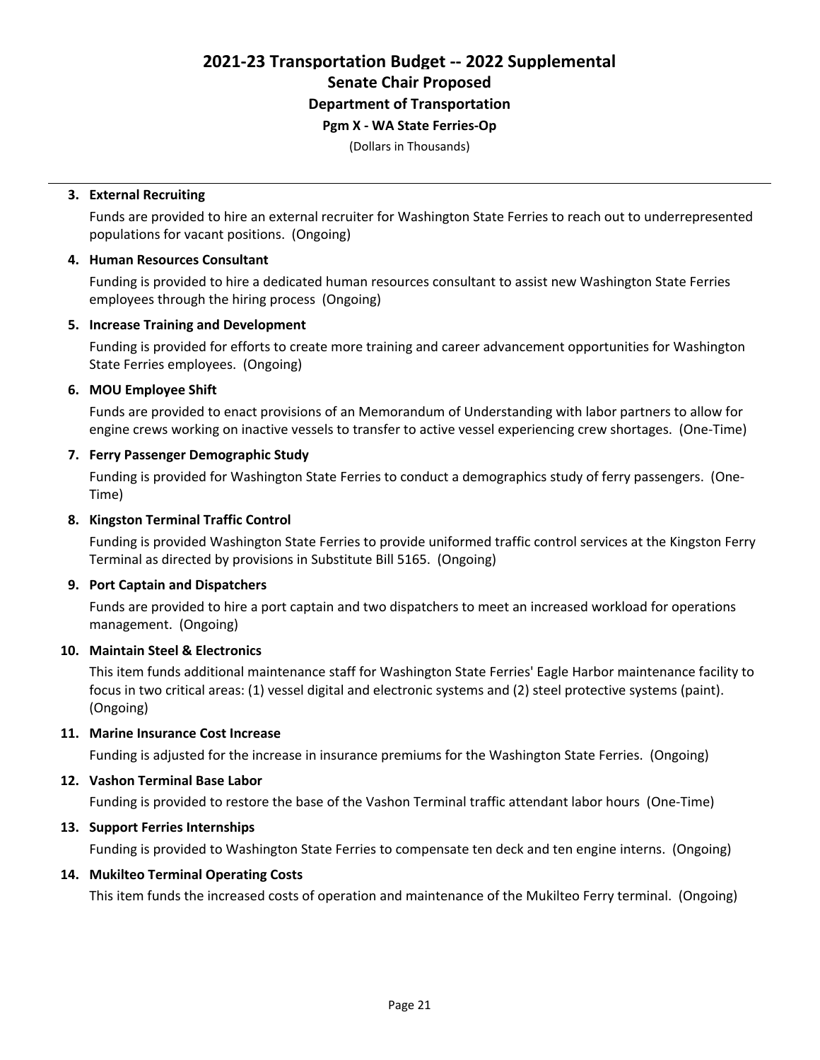# 2021-23 Transportation Budget -- 2022 Supplemental

## Senate Chair Proposed

### Department of Transportation

#### Pgm X - WA State Ferries-Op

(Dollars in Thousands)

---

**3. External Recruiting**

Funds are provided to hire an external recruiter for Washington State Ferries to reach out to underrepresented populations for vacant positions. (Ongoing)

**4. Human Resources Consultant**

Funding is provided to hire a dedicated human resources consultant to assist new Washington State Ferries employees through the hiring process (Ongoing)

**5. Increase Training and Development**

Funding is provided for efforts to create more training and career advancement opportunities for Washington State Ferries employees. (Ongoing)

**6. MOU Employee Shift**

Funds are provided to enact provisions of an Memorandum of Understanding with labor partners to allow for engine crews working on inactive vessels to transfer to active vessel experiencing crew shortages. (One-Time)

**7. Ferry Passenger Demographic Study**

Funding is provided for Washington State Ferries to conduct a demographics study of ferry passengers. (One-Time)

**8. Kingston Terminal Traffic Control**

Funding is provided Washington State Ferries to provide uniformed traffic control services at the Kingston Ferry Terminal as directed by provisions in Substitute Bill 5165. (Ongoing)

**9. Port Captain and Dispatchers**

Funds are provided to hire a port captain and two dispatchers to meet an increased workload for operations management. (Ongoing)

**10. Maintain Steel & Electronics**

This item funds additional maintenance staff for Washington State Ferries' Eagle Harbor maintenance facility to focus in two critical areas: (1) vessel digital and electronic systems and (2) steel protective systems (paint). (Ongoing)

**11. Marine Insurance Cost Increase**

Funding is adjusted for the increase in insurance premiums for the Washington State Ferries. (Ongoing)

**12. Vashon Terminal Base Labor**

Funding is provided to restore the base of the Vashon Terminal traffic attendant labor hours (One-Time)

**13. Support Ferries Internships**

Funding is provided to Washington State Ferries to compensate ten deck and ten engine interns. (Ongoing)

**14. Mukilteo Terminal Operating Costs**

This item funds the increased costs of operation and maintenance of the Mukilteo Ferry terminal. (Ongoing)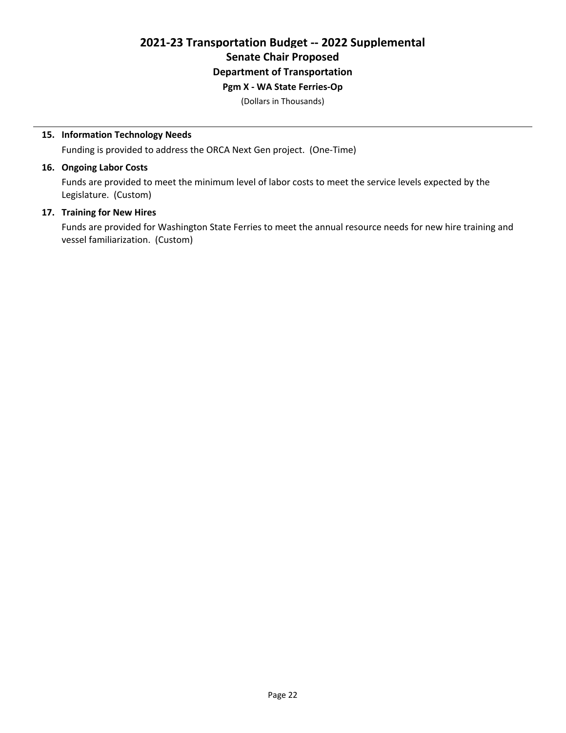# 2021-23 Transportation Budget -- 2022 Supplemental
## Senate Chair Proposed
### Department of Transportation
#### Pgm X - WA State Ferries-Op
(Dollars in Thousands)

**15. Information Technology Needs**

Funding is provided to address the ORCA Next Gen project. (One-Time)

**16. Ongoing Labor Costs**

Funds are provided to meet the minimum level of labor costs to meet the service levels expected by the Legislature. (Custom)

**17. Training for New Hires**

Funds are provided for Washington State Ferries to meet the annual resource needs for new hire training and vessel familiarization. (Custom)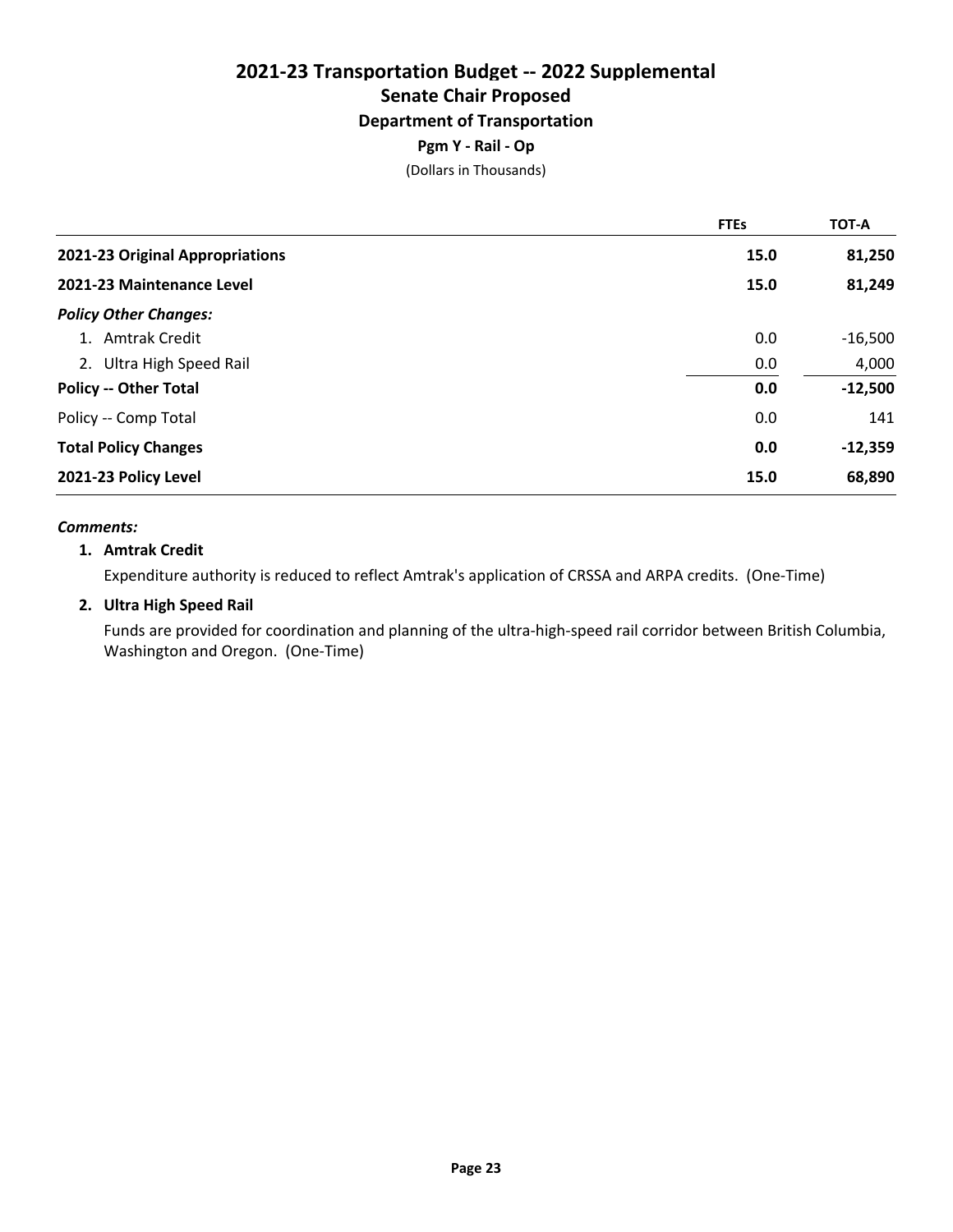# 2021-23 Transportation Budget -- 2022 Supplemental

## Senate Chair Proposed

### Department of Transportation

**Pgm Y - Rail - Op**

(Dollars in Thousands)

| | FTEs | TOT-A |
|---|---|---|
| **2021-23 Original Appropriations** | **15.0** | **81,250** |
| **2021-23 Maintenance Level** | **15.0** | **81,249** |
| ***Policy Other Changes:*** | | |
| 1. Amtrak Credit | 0.0 | -16,500 |
| 2. Ultra High Speed Rail | 0.0 | 4,000 |
| **Policy -- Other Total** | **0.0** | **-12,500** |
| Policy -- Comp Total | 0.0 | 141 |
| **Total Policy Changes** | **0.0** | **-12,359** |
| **2021-23 Policy Level** | **15.0** | **68,890** |

***Comments:***

**1. Amtrak Credit**

Expenditure authority is reduced to reflect Amtrak's application of CRSSA and ARPA credits. (One-Time)

**2. Ultra High Speed Rail**

Funds are provided for coordination and planning of the ultra-high-speed rail corridor between British Columbia, Washington and Oregon. (One-Time)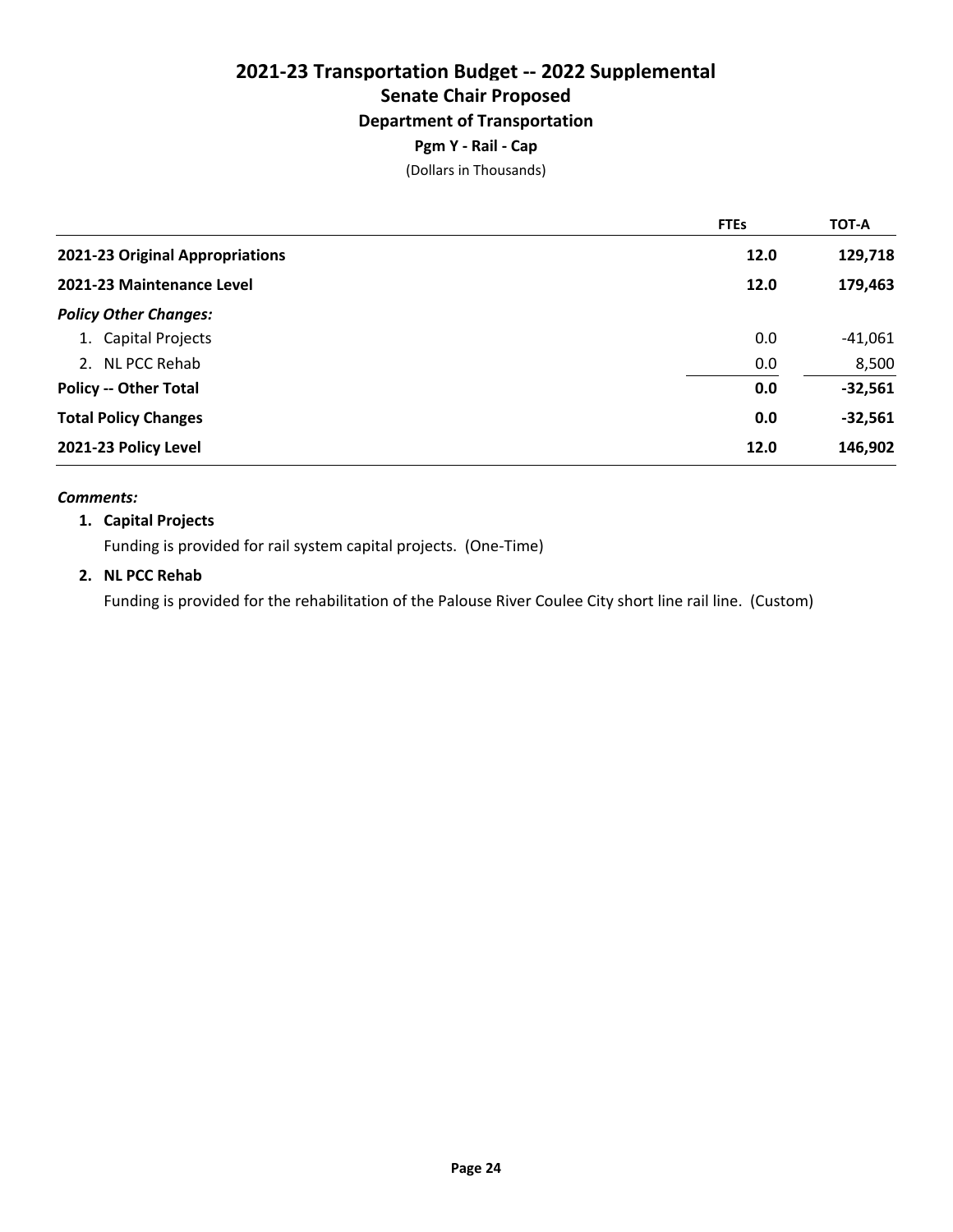# 2021-23 Transportation Budget -- 2022 Supplemental

## Senate Chair Proposed

### Department of Transportation

**Pgm Y - Rail - Cap**

(Dollars in Thousands)

| | FTEs | TOT-A |
|---|---|---|
| **2021-23 Original Appropriations** | **12.0** | **129,718** |
| **2021-23 Maintenance Level** | **12.0** | **179,463** |
| ***Policy Other Changes:*** | | |
| 1. Capital Projects | 0.0 | -41,061 |
| 2. NL PCC Rehab | 0.0 | 8,500 |
| **Policy -- Other Total** | **0.0** | **-32,561** |
| **Total Policy Changes** | **0.0** | **-32,561** |
| **2021-23 Policy Level** | **12.0** | **146,902** |

***Comments:***

1. **Capital Projects**

   Funding is provided for rail system capital projects. (One-Time)

2. **NL PCC Rehab**

   Funding is provided for the rehabilitation of the Palouse River Coulee City short line rail line. (Custom)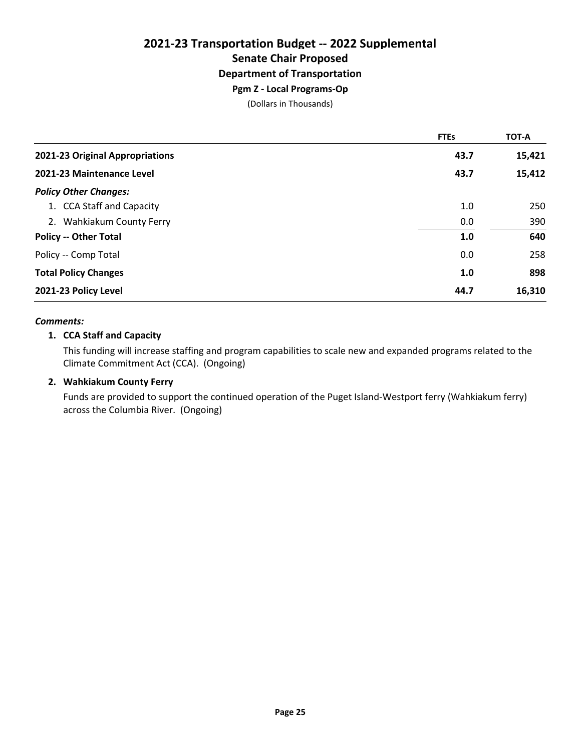# 2021-23 Transportation Budget -- 2022 Supplemental

## Senate Chair Proposed

### Department of Transportation

#### Pgm Z - Local Programs-Op

(Dollars in Thousands)

| | FTEs | TOT-A |
|---|---|---|
| **2021-23 Original Appropriations** | **43.7** | **15,421** |
| **2021-23 Maintenance Level** | **43.7** | **15,412** |
| ***Policy Other Changes:*** | | |
| 1. CCA Staff and Capacity | 1.0 | 250 |
| 2. Wahkiakum County Ferry | 0.0 | 390 |
| **Policy -- Other Total** | **1.0** | **640** |
| Policy -- Comp Total | 0.0 | 258 |
| **Total Policy Changes** | **1.0** | **898** |
| **2021-23 Policy Level** | **44.7** | **16,310** |

***Comments:***

**1. CCA Staff and Capacity**

This funding will increase staffing and program capabilities to scale new and expanded programs related to the Climate Commitment Act (CCA). (Ongoing)

**2. Wahkiakum County Ferry**

Funds are provided to support the continued operation of the Puget Island-Westport ferry (Wahkiakum ferry) across the Columbia River. (Ongoing)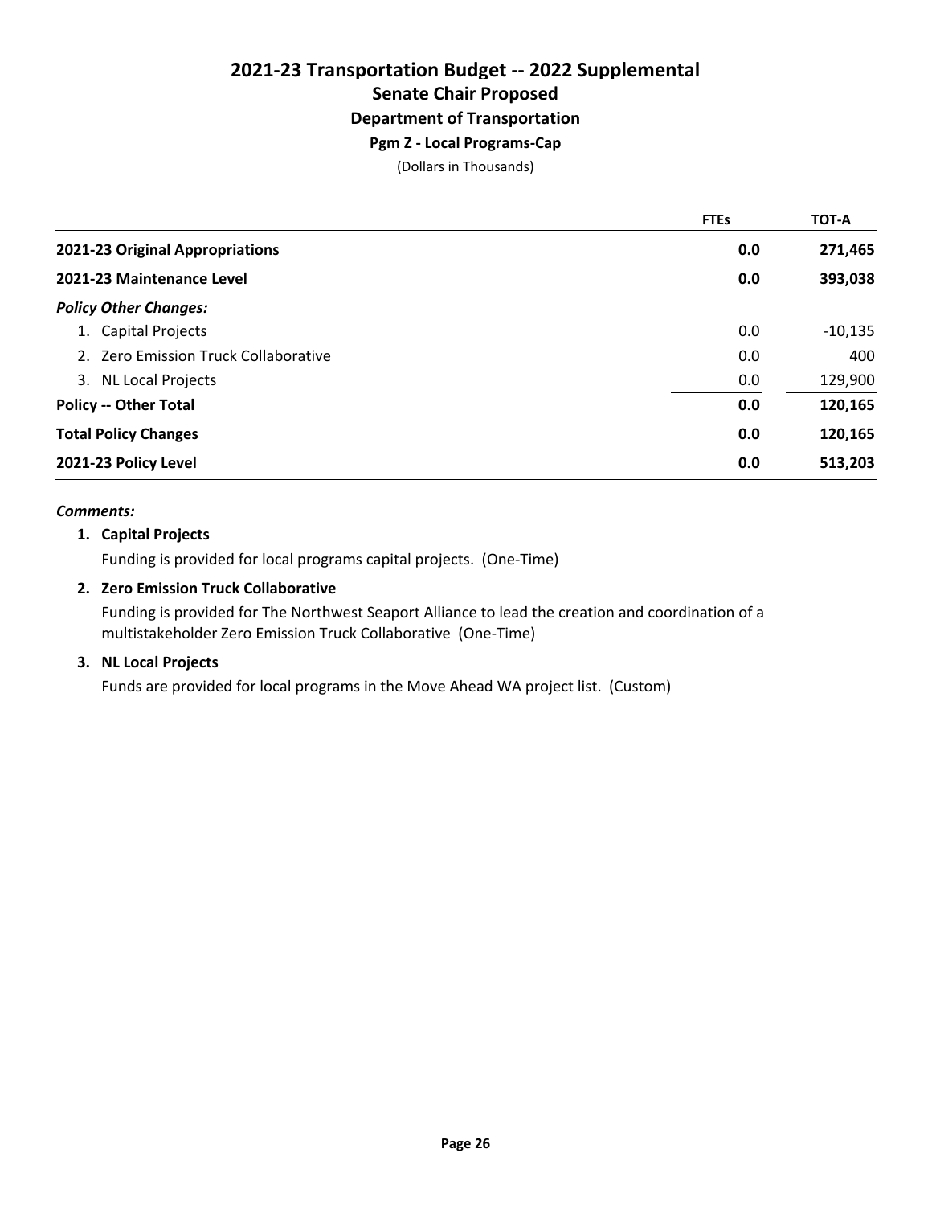# 2021-23 Transportation Budget -- 2022 Supplemental
## Senate Chair Proposed
### Department of Transportation
#### Pgm Z - Local Programs-Cap
(Dollars in Thousands)

| | FTEs | TOT-A |
|---|---|---|
| **2021-23 Original Appropriations** | **0.0** | **271,465** |
| **2021-23 Maintenance Level** | **0.0** | **393,038** |
| ***Policy Other Changes:*** | | |
| 1. Capital Projects | 0.0 | -10,135 |
| 2. Zero Emission Truck Collaborative | 0.0 | 400 |
| 3. NL Local Projects | 0.0 | 129,900 |
| **Policy -- Other Total** | **0.0** | **120,165** |
| **Total Policy Changes** | **0.0** | **120,165** |
| **2021-23 Policy Level** | **0.0** | **513,203** |

***Comments:***

**1. Capital Projects**

Funding is provided for local programs capital projects. (One-Time)

**2. Zero Emission Truck Collaborative**

Funding is provided for The Northwest Seaport Alliance to lead the creation and coordination of a multistakeholder Zero Emission Truck Collaborative (One-Time)

**3. NL Local Projects**

Funds are provided for local programs in the Move Ahead WA project list. (Custom)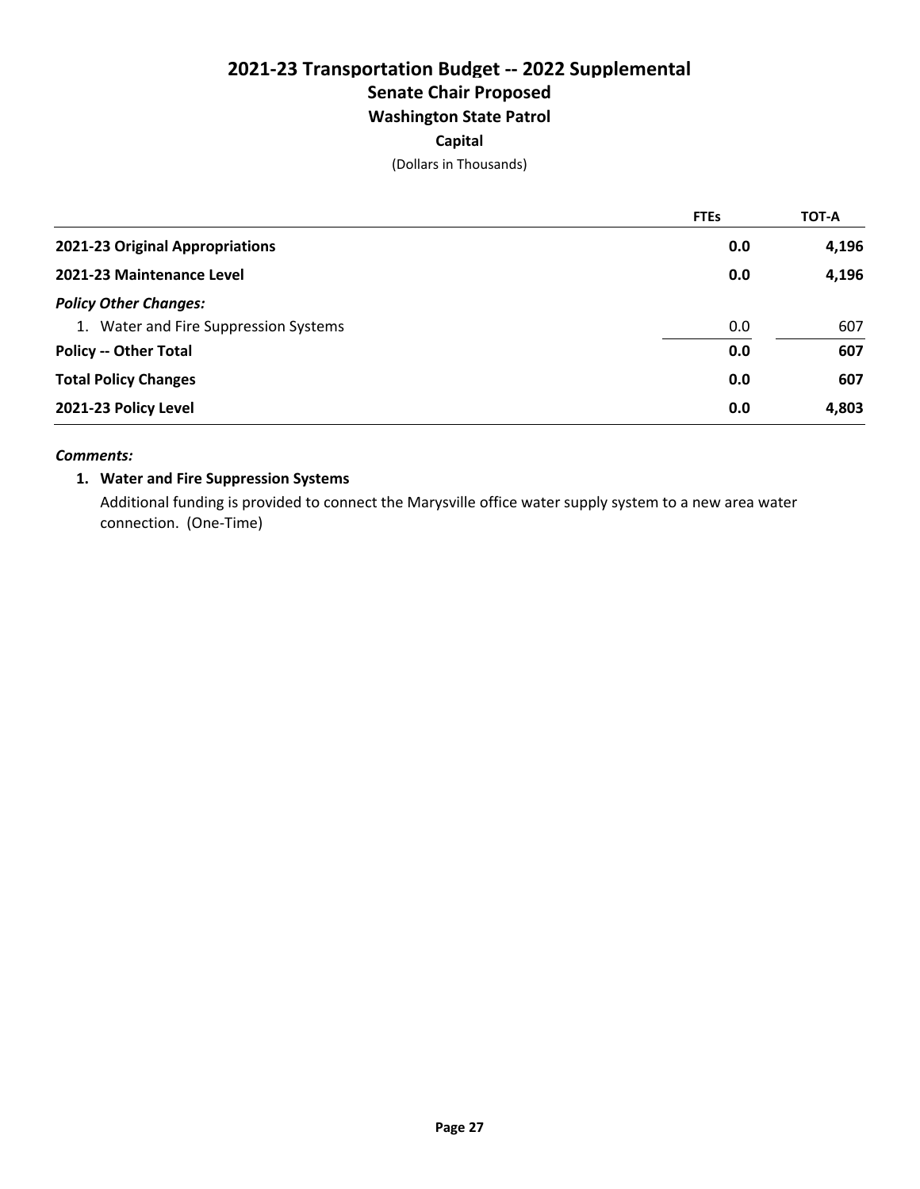# 2021-23 Transportation Budget -- 2022 Supplemental

## Senate Chair Proposed

### Washington State Patrol

**Capital**

(Dollars in Thousands)

| | FTEs | TOT-A |
|---|---|---|
| **2021-23 Original Appropriations** | **0.0** | **4,196** |
| **2021-23 Maintenance Level** | **0.0** | **4,196** |
| ***Policy Other Changes:*** | | |
| 1. Water and Fire Suppression Systems | 0.0 | 607 |
| **Policy -- Other Total** | **0.0** | **607** |
| **Total Policy Changes** | **0.0** | **607** |
| **2021-23 Policy Level** | **0.0** | **4,803** |

***Comments:***

1. **Water and Fire Suppression Systems**

   Additional funding is provided to connect the Marysville office water supply system to a new area water connection. (One-Time)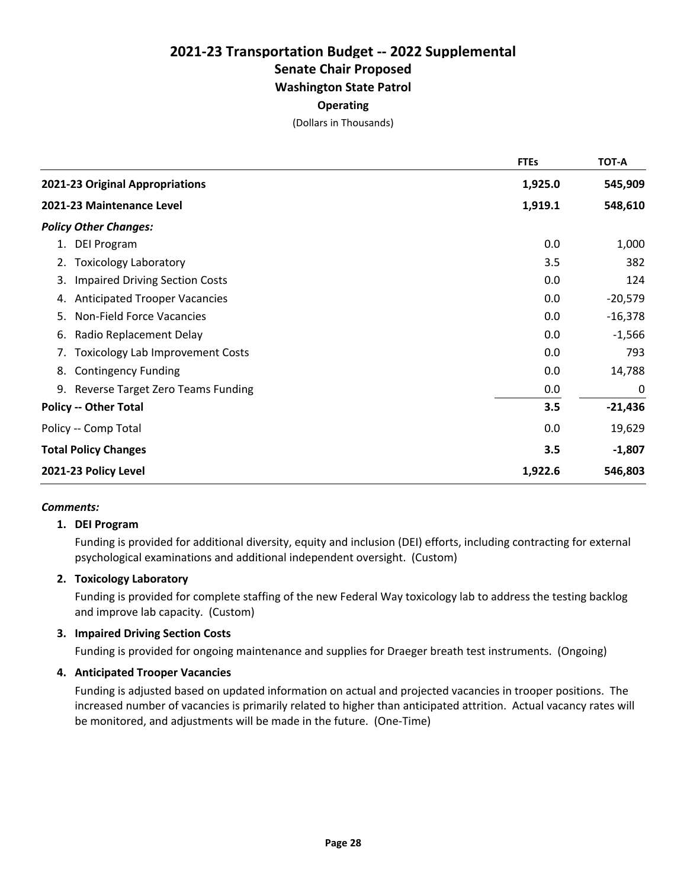# 2021-23 Transportation Budget -- 2022 Supplemental

## Senate Chair Proposed

### Washington State Patrol

**Operating**

(Dollars in Thousands)

| | FTEs | TOT-A |
|---|---|---|
| **2021-23 Original Appropriations** | **1,925.0** | **545,909** |
| **2021-23 Maintenance Level** | **1,919.1** | **548,610** |
| ***Policy Other Changes:*** | | |
| 1. DEI Program | 0.0 | 1,000 |
| 2. Toxicology Laboratory | 3.5 | 382 |
| 3. Impaired Driving Section Costs | 0.0 | 124 |
| 4. Anticipated Trooper Vacancies | 0.0 | -20,579 |
| 5. Non-Field Force Vacancies | 0.0 | -16,378 |
| 6. Radio Replacement Delay | 0.0 | -1,566 |
| 7. Toxicology Lab Improvement Costs | 0.0 | 793 |
| 8. Contingency Funding | 0.0 | 14,788 |
| 9. Reverse Target Zero Teams Funding | 0.0 | 0 |
| **Policy -- Other Total** | **3.5** | **-21,436** |
| Policy -- Comp Total | 0.0 | 19,629 |
| **Total Policy Changes** | **3.5** | **-1,807** |
| **2021-23 Policy Level** | **1,922.6** | **546,803** |

***Comments:***

1. **DEI Program**

   Funding is provided for additional diversity, equity and inclusion (DEI) efforts, including contracting for external psychological examinations and additional independent oversight. (Custom)

2. **Toxicology Laboratory**

   Funding is provided for complete staffing of the new Federal Way toxicology lab to address the testing backlog and improve lab capacity. (Custom)

3. **Impaired Driving Section Costs**

   Funding is provided for ongoing maintenance and supplies for Draeger breath test instruments. (Ongoing)

4. **Anticipated Trooper Vacancies**

   Funding is adjusted based on updated information on actual and projected vacancies in trooper positions. The increased number of vacancies is primarily related to higher than anticipated attrition. Actual vacancy rates will be monitored, and adjustments will be made in the future. (One-Time)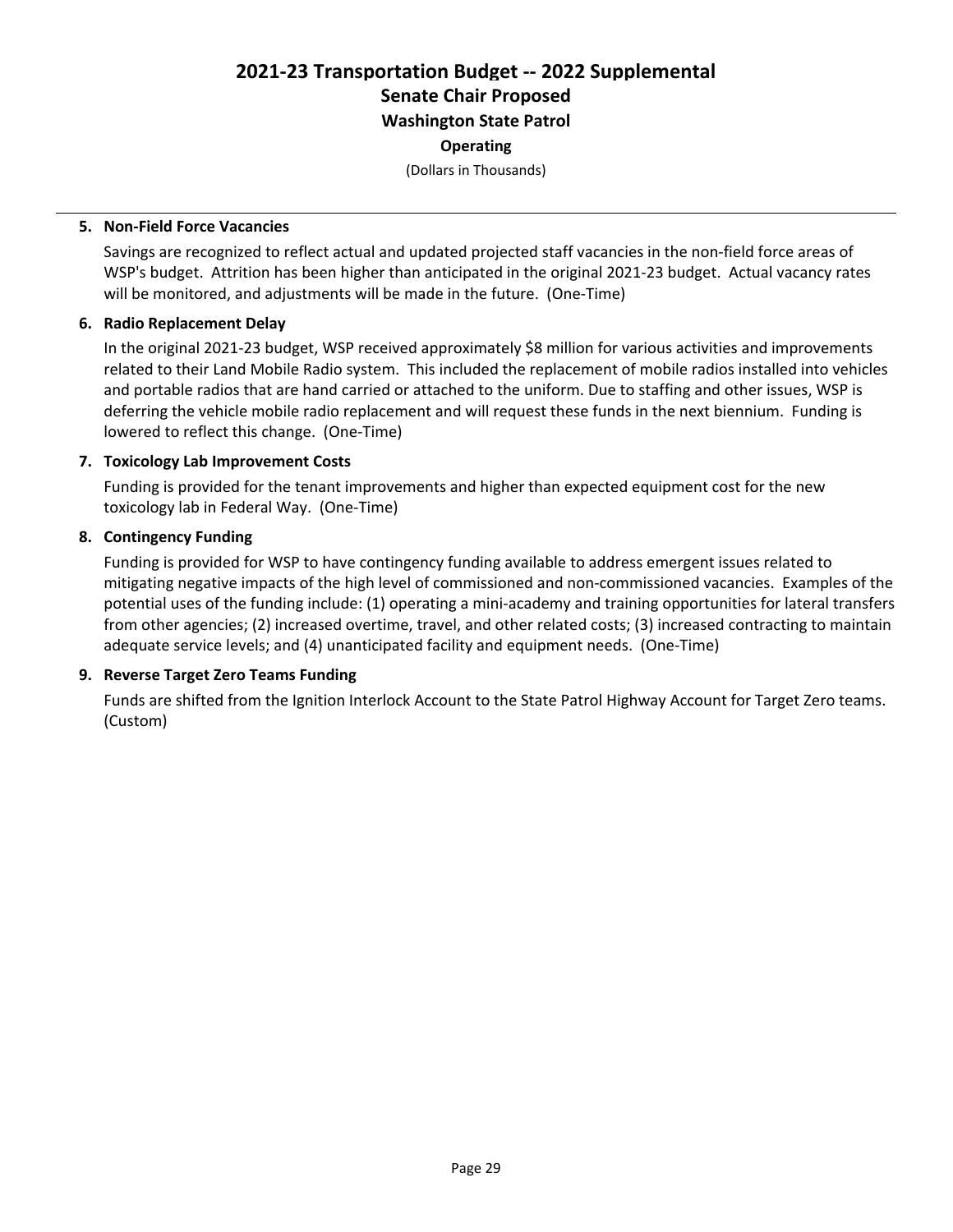# 2021-23 Transportation Budget -- 2022 Supplemental
## Senate Chair Proposed
### Washington State Patrol
**Operating**

(Dollars in Thousands)

---

**5. Non-Field Force Vacancies**

Savings are recognized to reflect actual and updated projected staff vacancies in the non-field force areas of WSP's budget. Attrition has been higher than anticipated in the original 2021-23 budget. Actual vacancy rates will be monitored, and adjustments will be made in the future. (One-Time)

**6. Radio Replacement Delay**

In the original 2021-23 budget, WSP received approximately $8 million for various activities and improvements related to their Land Mobile Radio system. This included the replacement of mobile radios installed into vehicles and portable radios that are hand carried or attached to the uniform. Due to staffing and other issues, WSP is deferring the vehicle mobile radio replacement and will request these funds in the next biennium. Funding is lowered to reflect this change. (One-Time)

**7. Toxicology Lab Improvement Costs**

Funding is provided for the tenant improvements and higher than expected equipment cost for the new toxicology lab in Federal Way. (One-Time)

**8. Contingency Funding**

Funding is provided for WSP to have contingency funding available to address emergent issues related to mitigating negative impacts of the high level of commissioned and non-commissioned vacancies. Examples of the potential uses of the funding include: (1) operating a mini-academy and training opportunities for lateral transfers from other agencies; (2) increased overtime, travel, and other related costs; (3) increased contracting to maintain adequate service levels; and (4) unanticipated facility and equipment needs. (One-Time)

**9. Reverse Target Zero Teams Funding**

Funds are shifted from the Ignition Interlock Account to the State Patrol Highway Account for Target Zero teams. (Custom)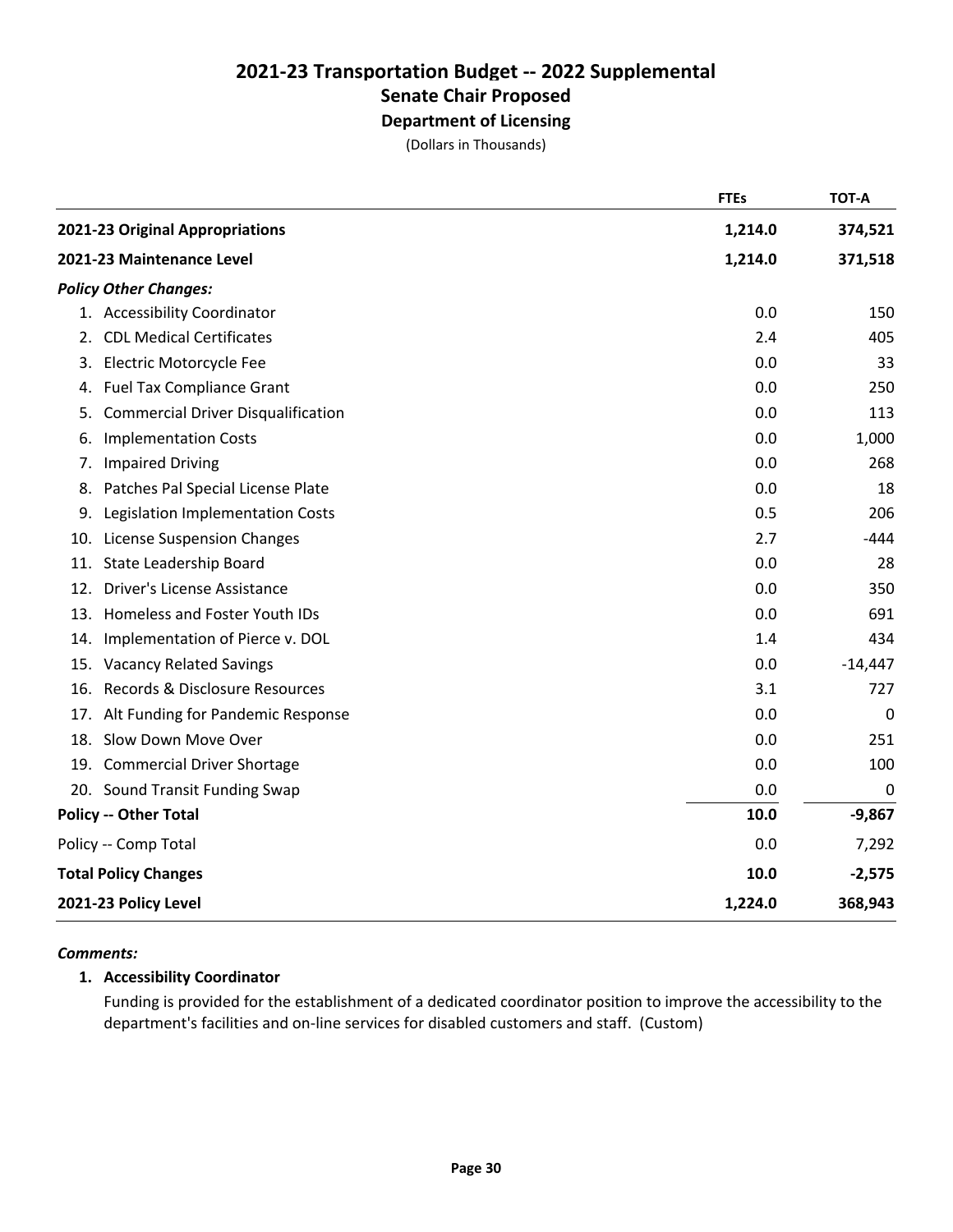# 2021-23 Transportation Budget -- 2022 Supplemental

## Senate Chair Proposed

### Department of Licensing

(Dollars in Thousands)

| | FTEs | TOT-A |
|---|---|---|
| **2021-23 Original Appropriations** | **1,214.0** | **374,521** |
| **2021-23 Maintenance Level** | **1,214.0** | **371,518** |
| ***Policy Other Changes:*** | | |
| 1. Accessibility Coordinator | 0.0 | 150 |
| 2. CDL Medical Certificates | 2.4 | 405 |
| 3. Electric Motorcycle Fee | 0.0 | 33 |
| 4. Fuel Tax Compliance Grant | 0.0 | 250 |
| 5. Commercial Driver Disqualification | 0.0 | 113 |
| 6. Implementation Costs | 0.0 | 1,000 |
| 7. Impaired Driving | 0.0 | 268 |
| 8. Patches Pal Special License Plate | 0.0 | 18 |
| 9. Legislation Implementation Costs | 0.5 | 206 |
| 10. License Suspension Changes | 2.7 | -444 |
| 11. State Leadership Board | 0.0 | 28 |
| 12. Driver's License Assistance | 0.0 | 350 |
| 13. Homeless and Foster Youth IDs | 0.0 | 691 |
| 14. Implementation of Pierce v. DOL | 1.4 | 434 |
| 15. Vacancy Related Savings | 0.0 | -14,447 |
| 16. Records & Disclosure Resources | 3.1 | 727 |
| 17. Alt Funding for Pandemic Response | 0.0 | 0 |
| 18. Slow Down Move Over | 0.0 | 251 |
| 19. Commercial Driver Shortage | 0.0 | 100 |
| 20. Sound Transit Funding Swap | 0.0 | 0 |
| **Policy -- Other Total** | **10.0** | **-9,867** |
| Policy -- Comp Total | 0.0 | 7,292 |
| **Total Policy Changes** | **10.0** | **-2,575** |
| **2021-23 Policy Level** | **1,224.0** | **368,943** |

***Comments:***

1. **Accessibility Coordinator**

   Funding is provided for the establishment of a dedicated coordinator position to improve the accessibility to the department's facilities and on-line services for disabled customers and staff. (Custom)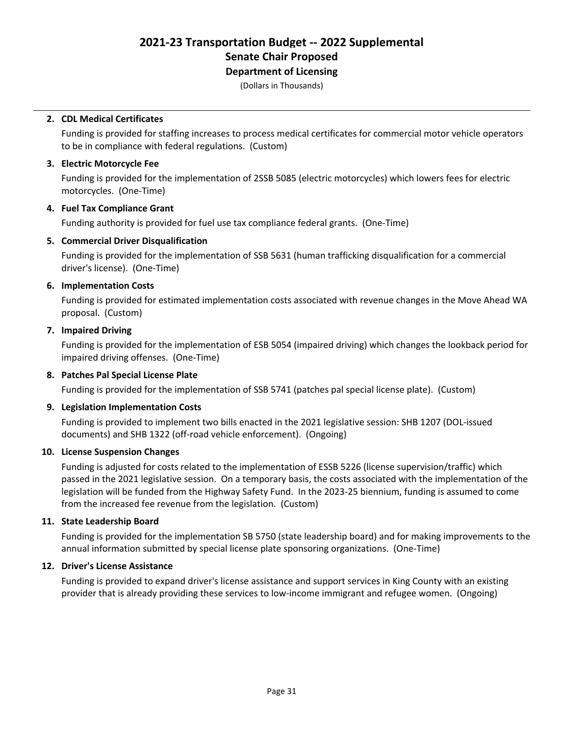# 2021-23 Transportation Budget -- 2022 Supplemental
## Senate Chair Proposed
### Department of Licensing
(Dollars in Thousands)

2. **CDL Medical Certificates**

   Funding is provided for staffing increases to process medical certificates for commercial motor vehicle operators to be in compliance with federal regulations. (Custom)

3. **Electric Motorcycle Fee**

   Funding is provided for the implementation of 2SSB 5085 (electric motorcycles) which lowers fees for electric motorcycles. (One-Time)

4. **Fuel Tax Compliance Grant**

   Funding authority is provided for fuel use tax compliance federal grants. (One-Time)

5. **Commercial Driver Disqualification**

   Funding is provided for the implementation of SSB 5631 (human trafficking disqualification for a commercial driver's license). (One-Time)

6. **Implementation Costs**

   Funding is provided for estimated implementation costs associated with revenue changes in the Move Ahead WA proposal. (Custom)

7. **Impaired Driving**

   Funding is provided for the implementation of ESB 5054 (impaired driving) which changes the lookback period for impaired driving offenses. (One-Time)

8. **Patches Pal Special License Plate**

   Funding is provided for the implementation of SSB 5741 (patches pal special license plate). (Custom)

9. **Legislation Implementation Costs**

   Funding is provided to implement two bills enacted in the 2021 legislative session: SHB 1207 (DOL-issued documents) and SHB 1322 (off-road vehicle enforcement). (Ongoing)

10. **License Suspension Changes**

    Funding is adjusted for costs related to the implementation of ESSB 5226 (license supervision/traffic) which passed in the 2021 legislative session. On a temporary basis, the costs associated with the implementation of the legislation will be funded from the Highway Safety Fund. In the 2023-25 biennium, funding is assumed to come from the increased fee revenue from the legislation. (Custom)

11. **State Leadership Board**

    Funding is provided for the implementation SB 5750 (state leadership board) and for making improvements to the annual information submitted by special license plate sponsoring organizations. (One-Time)

12. **Driver's License Assistance**

    Funding is provided to expand driver's license assistance and support services in King County with an existing provider that is already providing these services to low-income immigrant and refugee women. (Ongoing)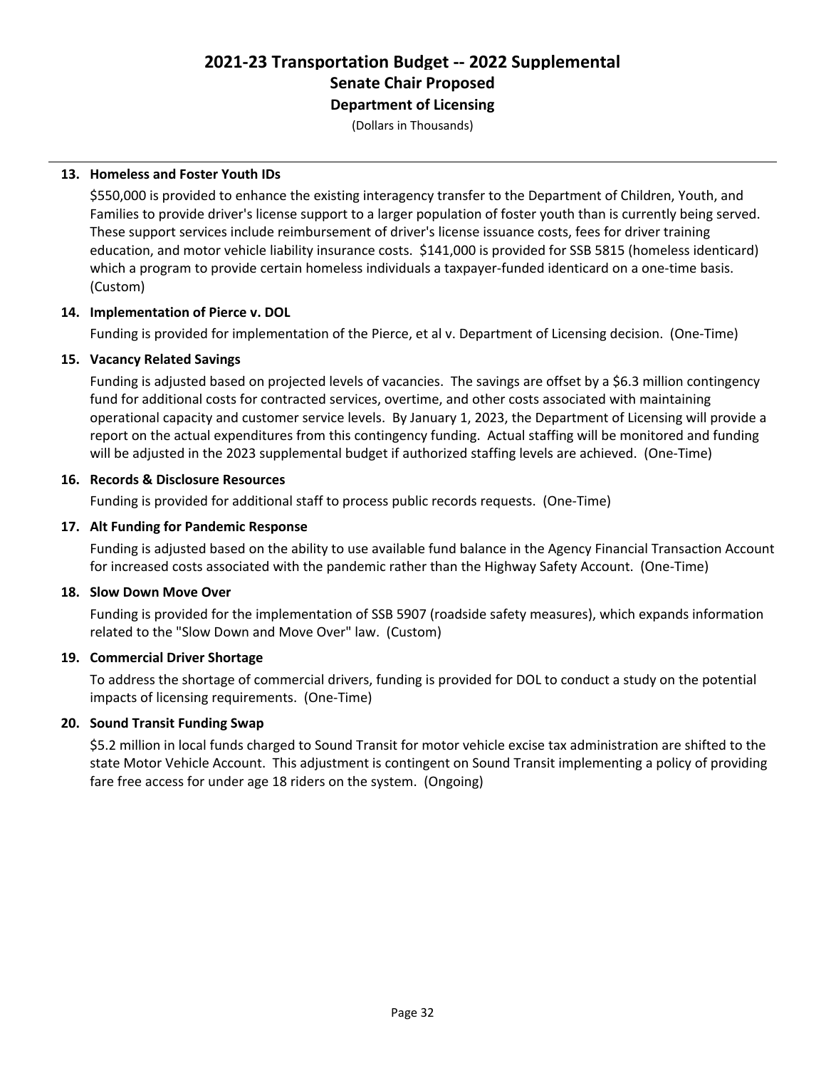# 2021-23 Transportation Budget -- 2022 Supplemental

## Senate Chair Proposed

### Department of Licensing

(Dollars in Thousands)

**13. Homeless and Foster Youth IDs**

$550,000 is provided to enhance the existing interagency transfer to the Department of Children, Youth, and Families to provide driver's license support to a larger population of foster youth than is currently being served. These support services include reimbursement of driver's license issuance costs, fees for driver training education, and motor vehicle liability insurance costs. $141,000 is provided for SSB 5815 (homeless identicard) which a program to provide certain homeless individuals a taxpayer-funded identicard on a one-time basis. (Custom)

**14. Implementation of Pierce v. DOL**

Funding is provided for implementation of the Pierce, et al v. Department of Licensing decision. (One-Time)

**15. Vacancy Related Savings**

Funding is adjusted based on projected levels of vacancies. The savings are offset by a $6.3 million contingency fund for additional costs for contracted services, overtime, and other costs associated with maintaining operational capacity and customer service levels. By January 1, 2023, the Department of Licensing will provide a report on the actual expenditures from this contingency funding. Actual staffing will be monitored and funding will be adjusted in the 2023 supplemental budget if authorized staffing levels are achieved. (One-Time)

**16. Records & Disclosure Resources**

Funding is provided for additional staff to process public records requests. (One-Time)

**17. Alt Funding for Pandemic Response**

Funding is adjusted based on the ability to use available fund balance in the Agency Financial Transaction Account for increased costs associated with the pandemic rather than the Highway Safety Account. (One-Time)

**18. Slow Down Move Over**

Funding is provided for the implementation of SSB 5907 (roadside safety measures), which expands information related to the "Slow Down and Move Over" law. (Custom)

**19. Commercial Driver Shortage**

To address the shortage of commercial drivers, funding is provided for DOL to conduct a study on the potential impacts of licensing requirements. (One-Time)

**20. Sound Transit Funding Swap**

$5.2 million in local funds charged to Sound Transit for motor vehicle excise tax administration are shifted to the state Motor Vehicle Account. This adjustment is contingent on Sound Transit implementing a policy of providing fare free access for under age 18 riders on the system. (Ongoing)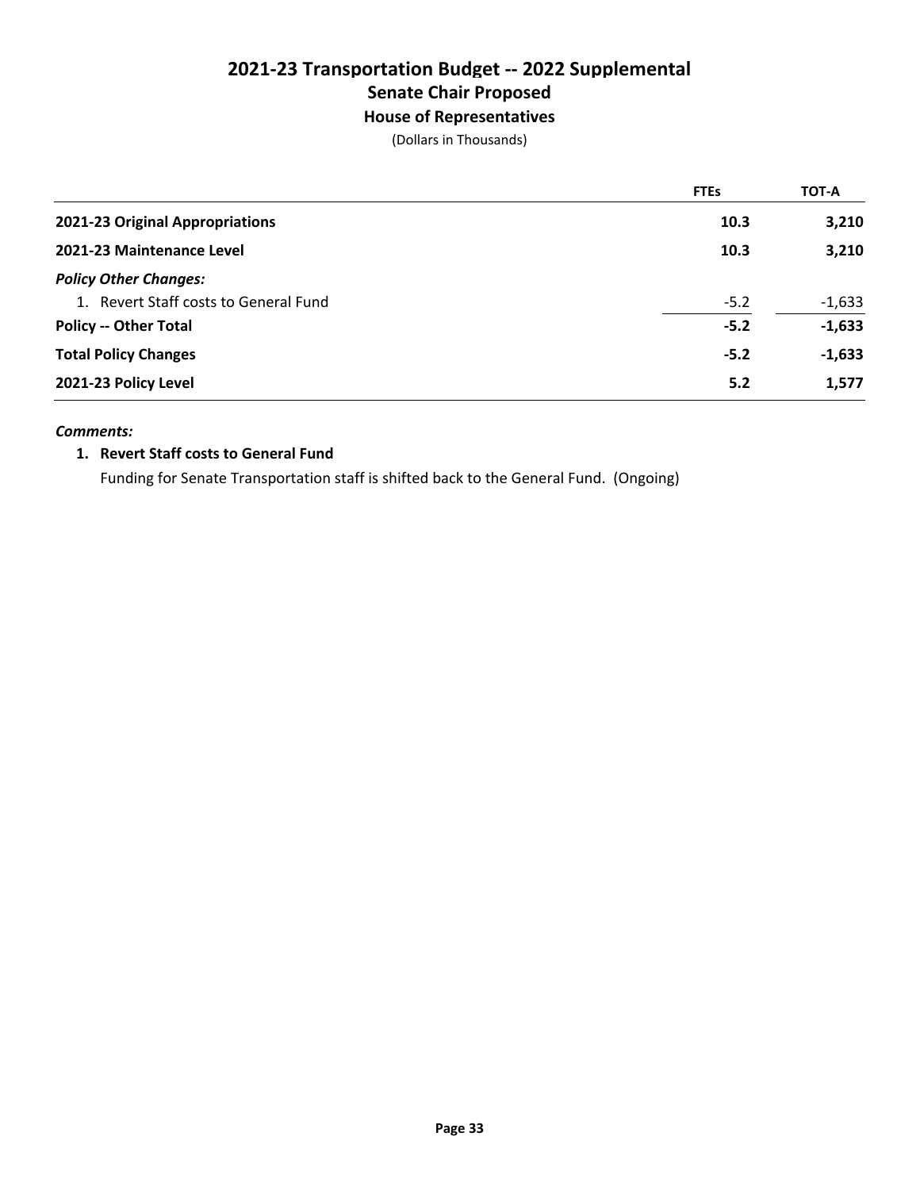# 2021-23 Transportation Budget -- 2022 Supplemental

## Senate Chair Proposed

### House of Representatives

(Dollars in Thousands)

| | FTEs | TOT-A |
|---|---|---|
| **2021-23 Original Appropriations** | **10.3** | **3,210** |
| **2021-23 Maintenance Level** | **10.3** | **3,210** |
| ***Policy Other Changes:*** | | |
| 1. Revert Staff costs to General Fund | -5.2 | -1,633 |
| **Policy -- Other Total** | **-5.2** | **-1,633** |
| **Total Policy Changes** | **-5.2** | **-1,633** |
| **2021-23 Policy Level** | **5.2** | **1,577** |

***Comments:***

**1. Revert Staff costs to General Fund**

Funding for Senate Transportation staff is shifted back to the General Fund. (Ongoing)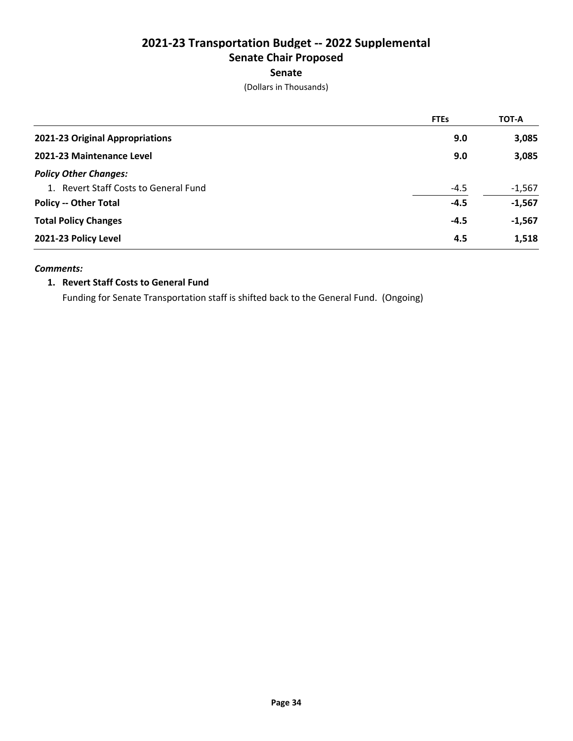# 2021-23 Transportation Budget -- 2022 Supplemental

## Senate Chair Proposed

### Senate

(Dollars in Thousands)

| | FTEs | TOT-A |
|---|---|---|
| **2021-23 Original Appropriations** | **9.0** | **3,085** |
| **2021-23 Maintenance Level** | **9.0** | **3,085** |
| ***Policy Other Changes:*** | | |
| 1. Revert Staff Costs to General Fund | -4.5 | -1,567 |
| **Policy -- Other Total** | **-4.5** | **-1,567** |
| **Total Policy Changes** | **-4.5** | **-1,567** |
| **2021-23 Policy Level** | **4.5** | **1,518** |

***Comments:***

1. **Revert Staff Costs to General Fund**

   Funding for Senate Transportation staff is shifted back to the General Fund. (Ongoing)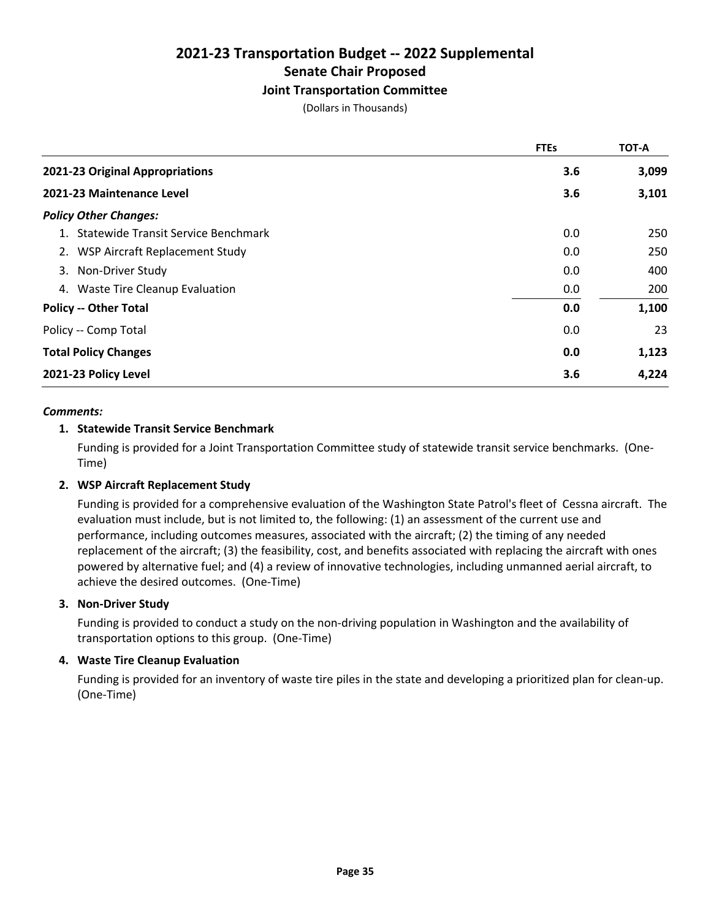# 2021-23 Transportation Budget -- 2022 Supplemental
## Senate Chair Proposed
### Joint Transportation Committee

(Dollars in Thousands)

| | FTEs | TOT-A |
|---|---|---|
| **2021-23 Original Appropriations** | **3.6** | **3,099** |
| **2021-23 Maintenance Level** | **3.6** | **3,101** |
| ***Policy Other Changes:*** | | |
| 1. Statewide Transit Service Benchmark | 0.0 | 250 |
| 2. WSP Aircraft Replacement Study | 0.0 | 250 |
| 3. Non-Driver Study | 0.0 | 400 |
| 4. Waste Tire Cleanup Evaluation | 0.0 | 200 |
| **Policy -- Other Total** | **0.0** | **1,100** |
| Policy -- Comp Total | 0.0 | 23 |
| **Total Policy Changes** | **0.0** | **1,123** |
| **2021-23 Policy Level** | **3.6** | **4,224** |

***Comments:***

**1. Statewide Transit Service Benchmark**

Funding is provided for a Joint Transportation Committee study of statewide transit service benchmarks. (One-Time)

**2. WSP Aircraft Replacement Study**

Funding is provided for a comprehensive evaluation of the Washington State Patrol's fleet of Cessna aircraft. The evaluation must include, but is not limited to, the following: (1) an assessment of the current use and performance, including outcomes measures, associated with the aircraft; (2) the timing of any needed replacement of the aircraft; (3) the feasibility, cost, and benefits associated with replacing the aircraft with ones powered by alternative fuel; and (4) a review of innovative technologies, including unmanned aerial aircraft, to achieve the desired outcomes. (One-Time)

**3. Non-Driver Study**

Funding is provided to conduct a study on the non-driving population in Washington and the availability of transportation options to this group. (One-Time)

**4. Waste Tire Cleanup Evaluation**

Funding is provided for an inventory of waste tire piles in the state and developing a prioritized plan for clean-up. (One-Time)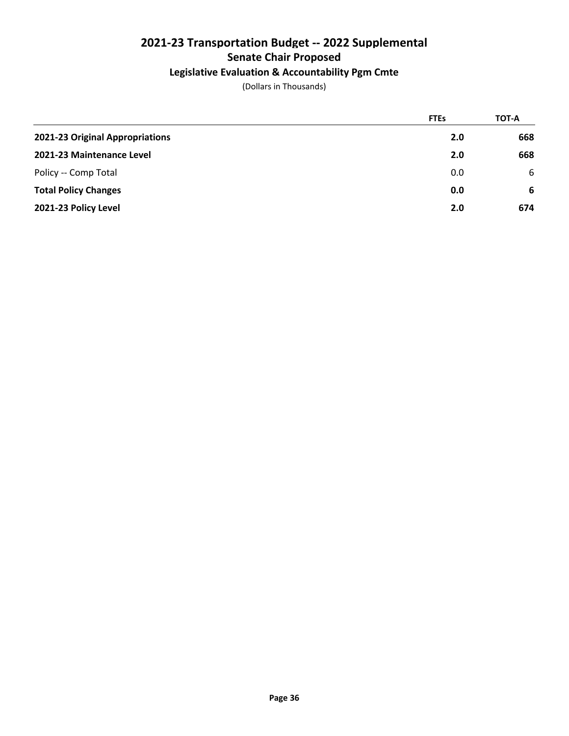# 2021-23 Transportation Budget -- 2022 Supplemental

## Senate Chair Proposed

### Legislative Evaluation & Accountability Pgm Cmte

(Dollars in Thousands)

| | FTEs | TOT-A |
|---|---|---|
| **2021-23 Original Appropriations** | **2.0** | **668** |
| **2021-23 Maintenance Level** | **2.0** | **668** |
| Policy -- Comp Total | 0.0 | 6 |
| **Total Policy Changes** | **0.0** | **6** |
| **2021-23 Policy Level** | **2.0** | **674** |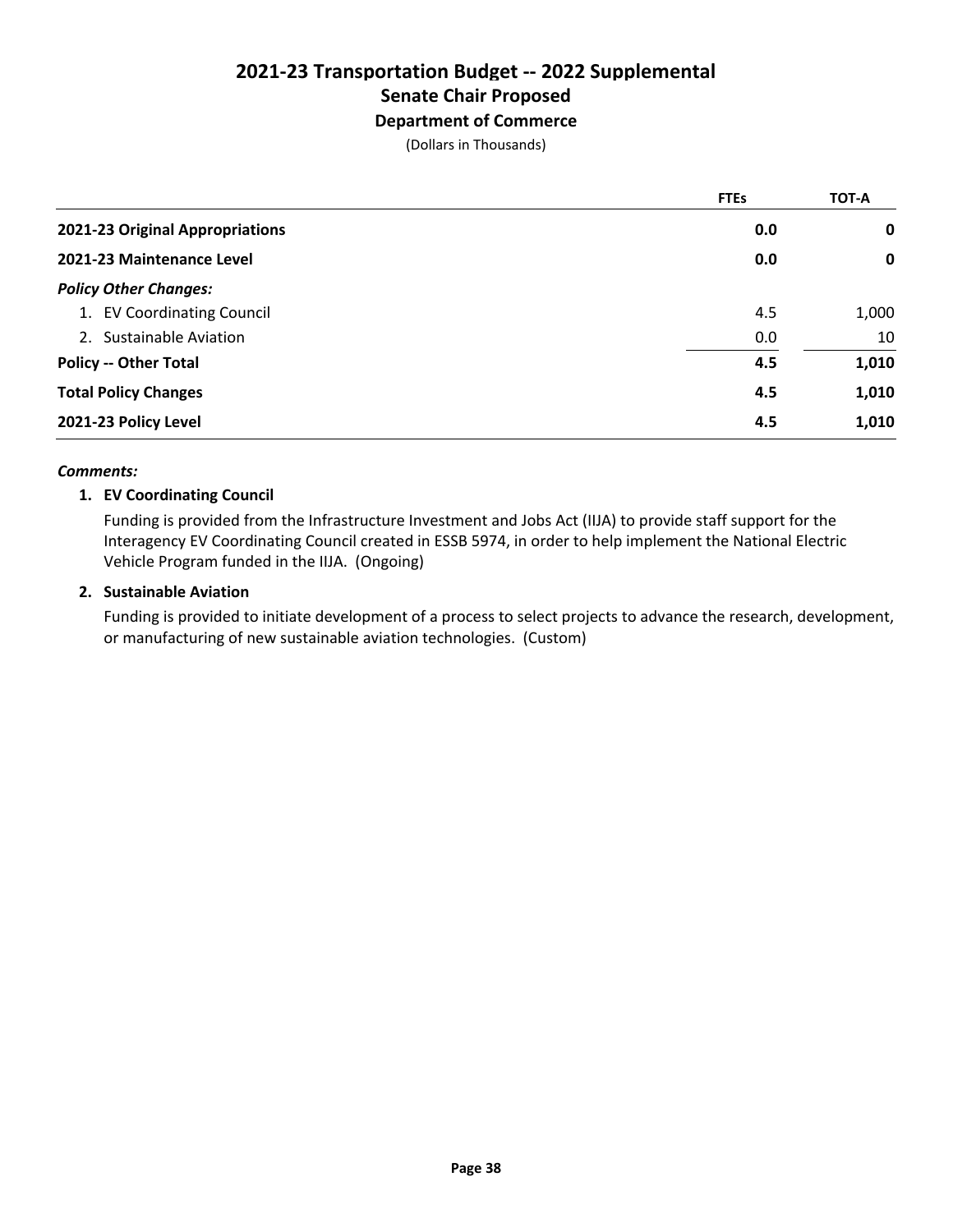# 2021-23 Transportation Budget -- 2022 Supplemental

## Senate Chair Proposed

### Department of Commerce

(Dollars in Thousands)

| | FTEs | TOT-A |
|---|---|---|
| **2021-23 Original Appropriations** | **0.0** | **0** |
| **2021-23 Maintenance Level** | **0.0** | **0** |
| ***Policy Other Changes:*** | | |
| 1. EV Coordinating Council | 4.5 | 1,000 |
| 2. Sustainable Aviation | 0.0 | 10 |
| **Policy -- Other Total** | **4.5** | **1,010** |
| **Total Policy Changes** | **4.5** | **1,010** |
| **2021-23 Policy Level** | **4.5** | **1,010** |

***Comments:***

**1. EV Coordinating Council**

Funding is provided from the Infrastructure Investment and Jobs Act (IIJA) to provide staff support for the Interagency EV Coordinating Council created in ESSB 5974, in order to help implement the National Electric Vehicle Program funded in the IIJA. (Ongoing)

**2. Sustainable Aviation**

Funding is provided to initiate development of a process to select projects to advance the research, development, or manufacturing of new sustainable aviation technologies. (Custom)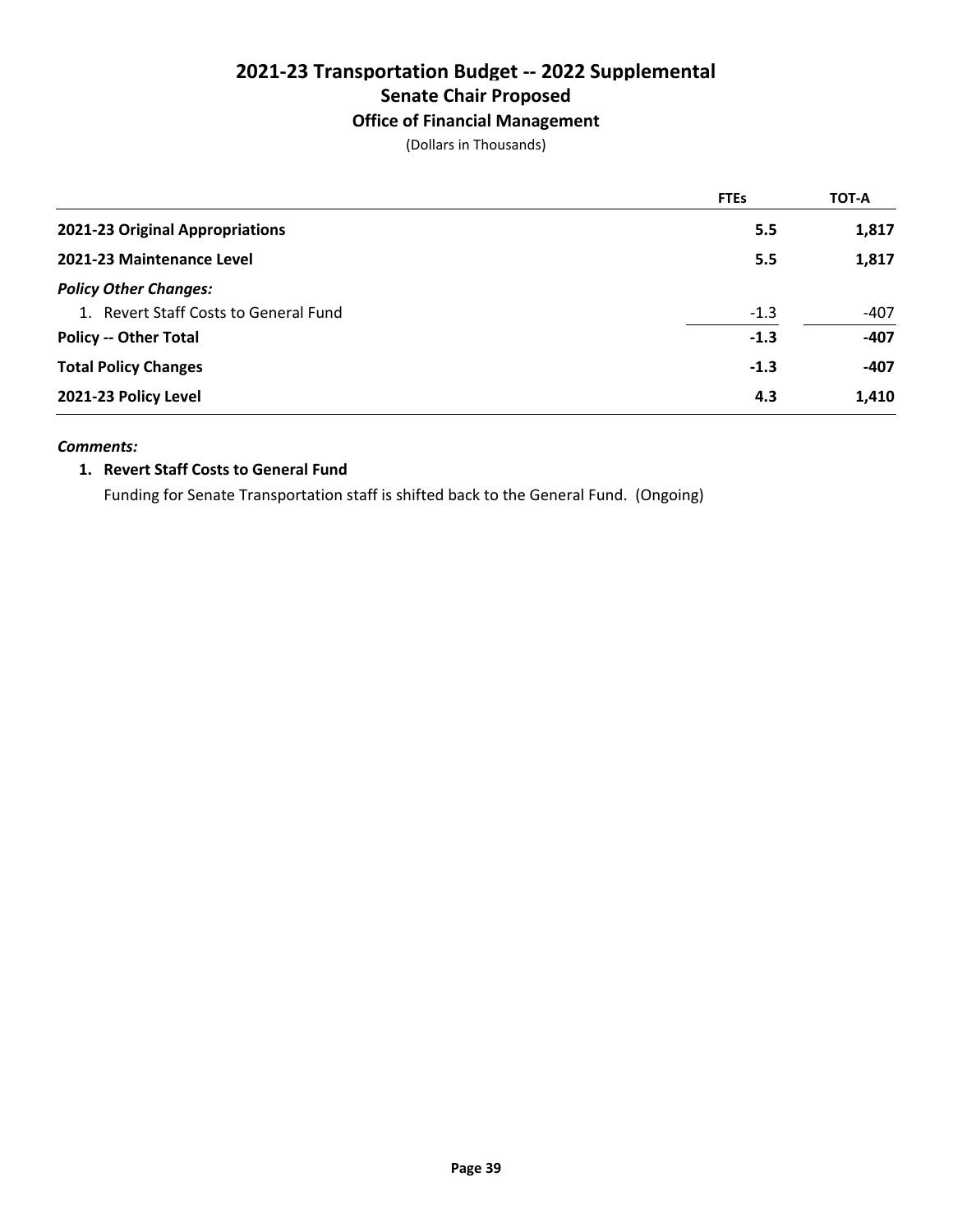# 2021-23 Transportation Budget -- 2022 Supplemental
## Senate Chair Proposed
### Office of Financial Management

(Dollars in Thousands)

| | FTEs | TOT-A |
|---|---|---|
| **2021-23 Original Appropriations** | **5.5** | **1,817** |
| **2021-23 Maintenance Level** | **5.5** | **1,817** |
| ***Policy Other Changes:*** | | |
| 1. Revert Staff Costs to General Fund | -1.3 | -407 |
| **Policy -- Other Total** | **-1.3** | **-407** |
| **Total Policy Changes** | **-1.3** | **-407** |
| **2021-23 Policy Level** | **4.3** | **1,410** |

***Comments:***

1. **Revert Staff Costs to General Fund**

   Funding for Senate Transportation staff is shifted back to the General Fund. (Ongoing)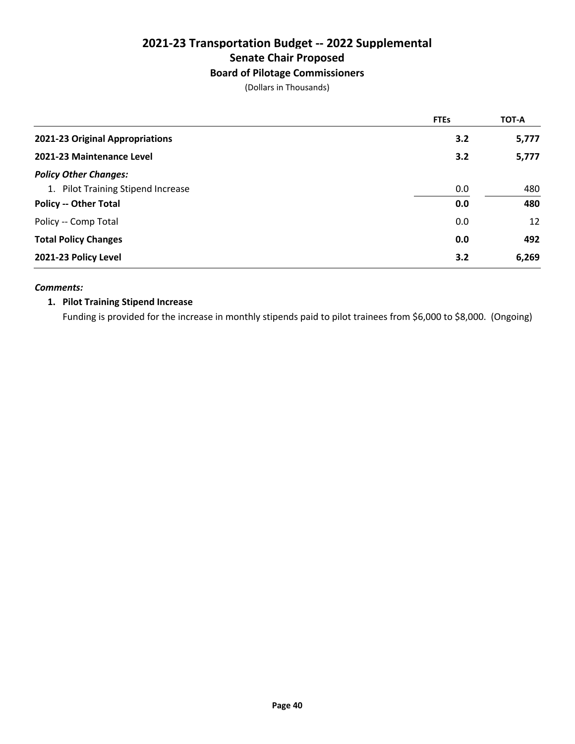# 2021-23 Transportation Budget -- 2022 Supplemental
## Senate Chair Proposed
### Board of Pilotage Commissioners
(Dollars in Thousands)

| | FTEs | TOT-A |
|---|---|---|
| **2021-23 Original Appropriations** | **3.2** | **5,777** |
| **2021-23 Maintenance Level** | **3.2** | **5,777** |
| ***Policy Other Changes:*** | | |
| 1. Pilot Training Stipend Increase | 0.0 | 480 |
| **Policy -- Other Total** | **0.0** | **480** |
| Policy -- Comp Total | 0.0 | 12 |
| **Total Policy Changes** | **0.0** | **492** |
| **2021-23 Policy Level** | **3.2** | **6,269** |

***Comments:***

1. **Pilot Training Stipend Increase**

   Funding is provided for the increase in monthly stipends paid to pilot trainees from $6,000 to $8,000. (Ongoing)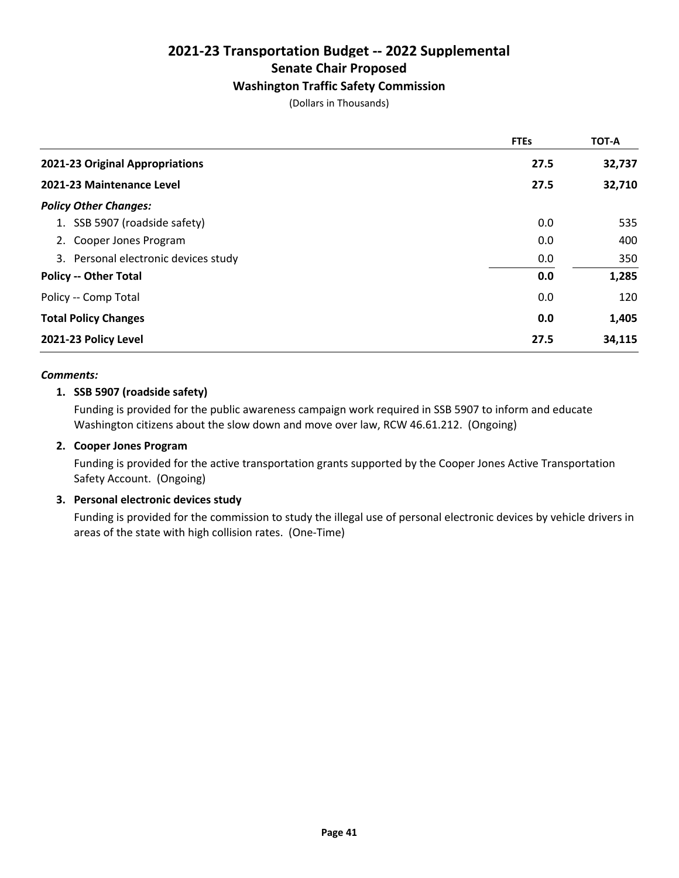# 2021-23 Transportation Budget -- 2022 Supplemental

## Senate Chair Proposed

### Washington Traffic Safety Commission

(Dollars in Thousands)

| | FTEs | TOT-A |
|---|---|---|
| **2021-23 Original Appropriations** | **27.5** | **32,737** |
| **2021-23 Maintenance Level** | **27.5** | **32,710** |
| ***Policy Other Changes:*** | | |
| 1. SSB 5907 (roadside safety) | 0.0 | 535 |
| 2. Cooper Jones Program | 0.0 | 400 |
| 3. Personal electronic devices study | 0.0 | 350 |
| **Policy -- Other Total** | **0.0** | **1,285** |
| Policy -- Comp Total | 0.0 | 120 |
| **Total Policy Changes** | **0.0** | **1,405** |
| **2021-23 Policy Level** | **27.5** | **34,115** |

***Comments:***

**1. SSB 5907 (roadside safety)**

Funding is provided for the public awareness campaign work required in SSB 5907 to inform and educate Washington citizens about the slow down and move over law, RCW 46.61.212. (Ongoing)

**2. Cooper Jones Program**

Funding is provided for the active transportation grants supported by the Cooper Jones Active Transportation Safety Account. (Ongoing)

**3. Personal electronic devices study**

Funding is provided for the commission to study the illegal use of personal electronic devices by vehicle drivers in areas of the state with high collision rates. (One-Time)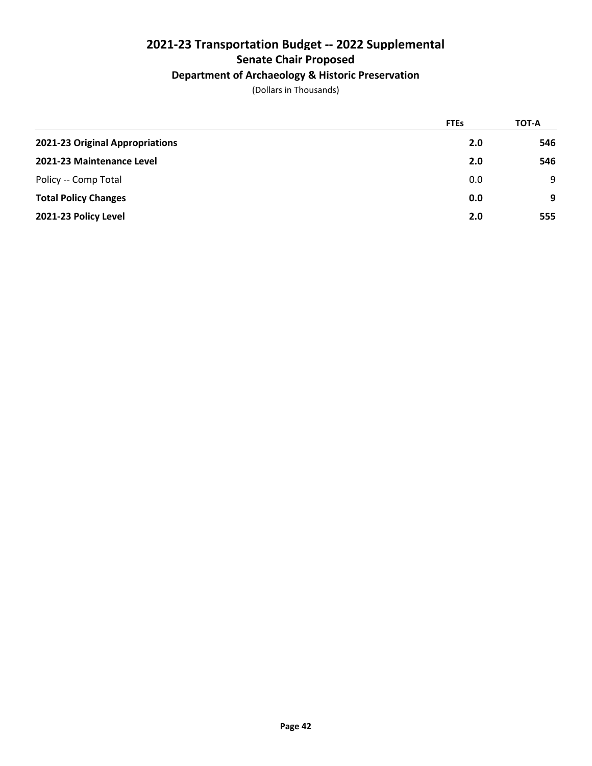# 2021-23 Transportation Budget -- 2022 Supplemental

## Senate Chair Proposed

### Department of Archaeology & Historic Preservation

(Dollars in Thousands)

| | FTEs | TOT-A |
|---|---|---|
| **2021-23 Original Appropriations** | **2.0** | **546** |
| **2021-23 Maintenance Level** | **2.0** | **546** |
| Policy -- Comp Total | 0.0 | 9 |
| **Total Policy Changes** | **0.0** | **9** |
| **2021-23 Policy Level** | **2.0** | **555** |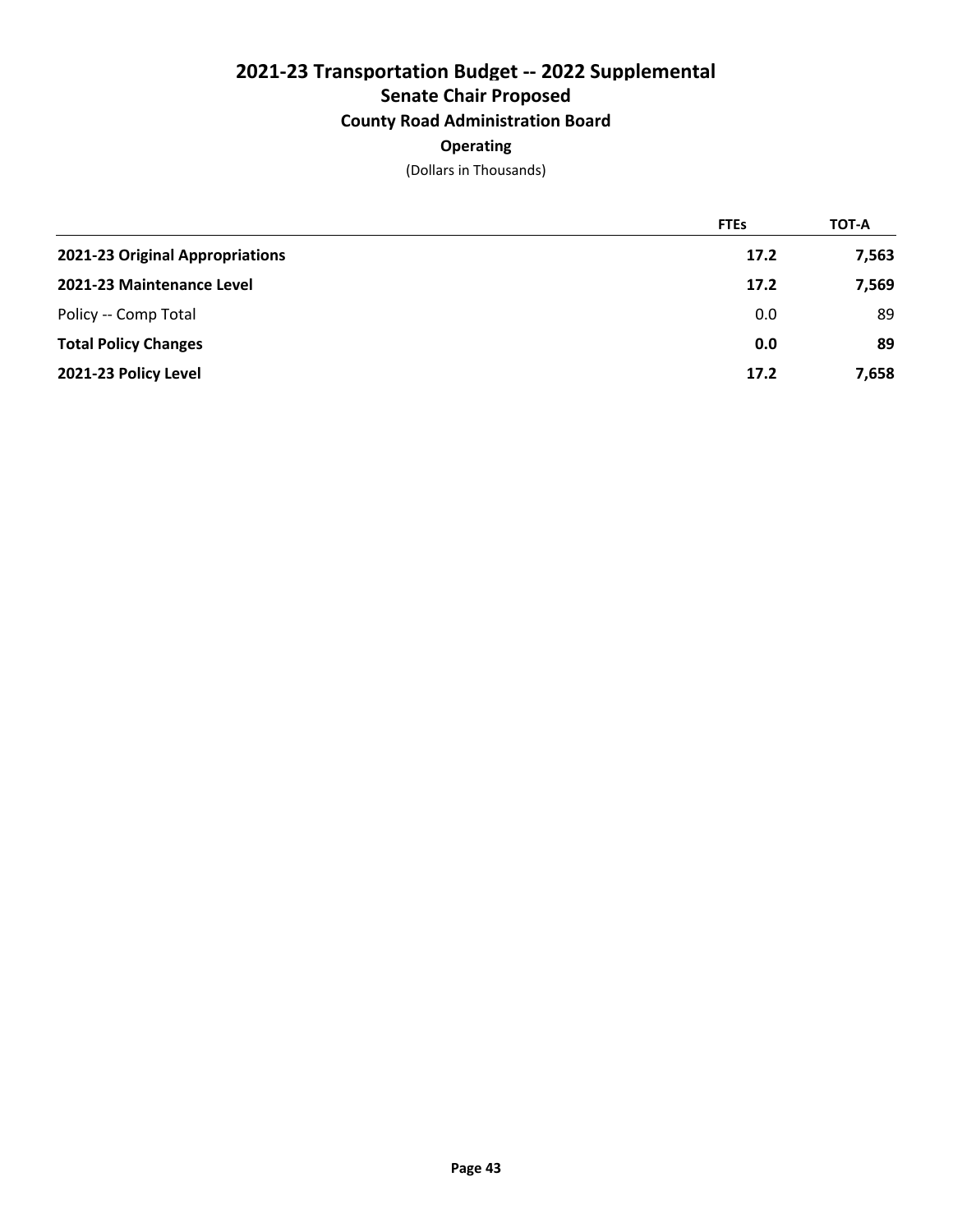# 2021-23 Transportation Budget -- 2022 Supplemental

## Senate Chair Proposed

### County Road Administration Board

**Operating**

(Dollars in Thousands)

| | FTEs | TOT-A |
|---|---|---|
| **2021-23 Original Appropriations** | **17.2** | **7,563** |
| **2021-23 Maintenance Level** | **17.2** | **7,569** |
| Policy -- Comp Total | 0.0 | 89 |
| **Total Policy Changes** | **0.0** | **89** |
| **2021-23 Policy Level** | **17.2** | **7,658** |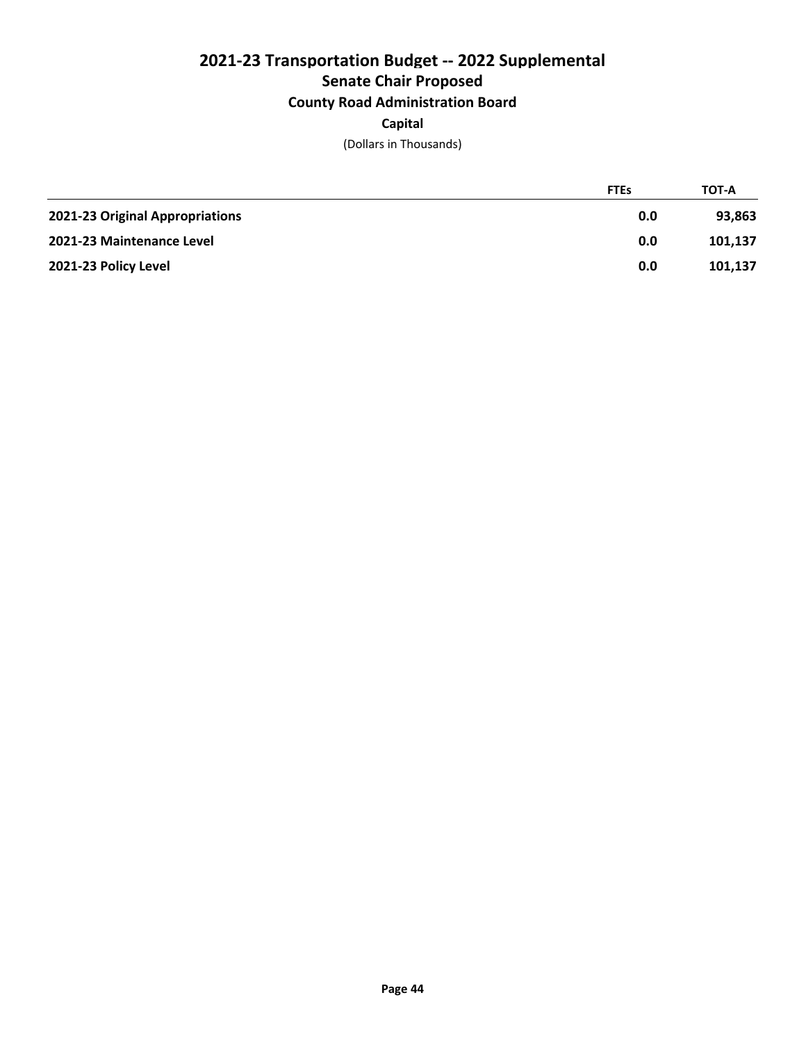# 2021-23 Transportation Budget -- 2022 Supplemental

## Senate Chair Proposed

### County Road Administration Board

**Capital**

(Dollars in Thousands)

| | FTEs | TOT-A |
|---|---|---|
| **2021-23 Original Appropriations** | **0.0** | **93,863** |
| **2021-23 Maintenance Level** | **0.0** | **101,137** |
| **2021-23 Policy Level** | **0.0** | **101,137** |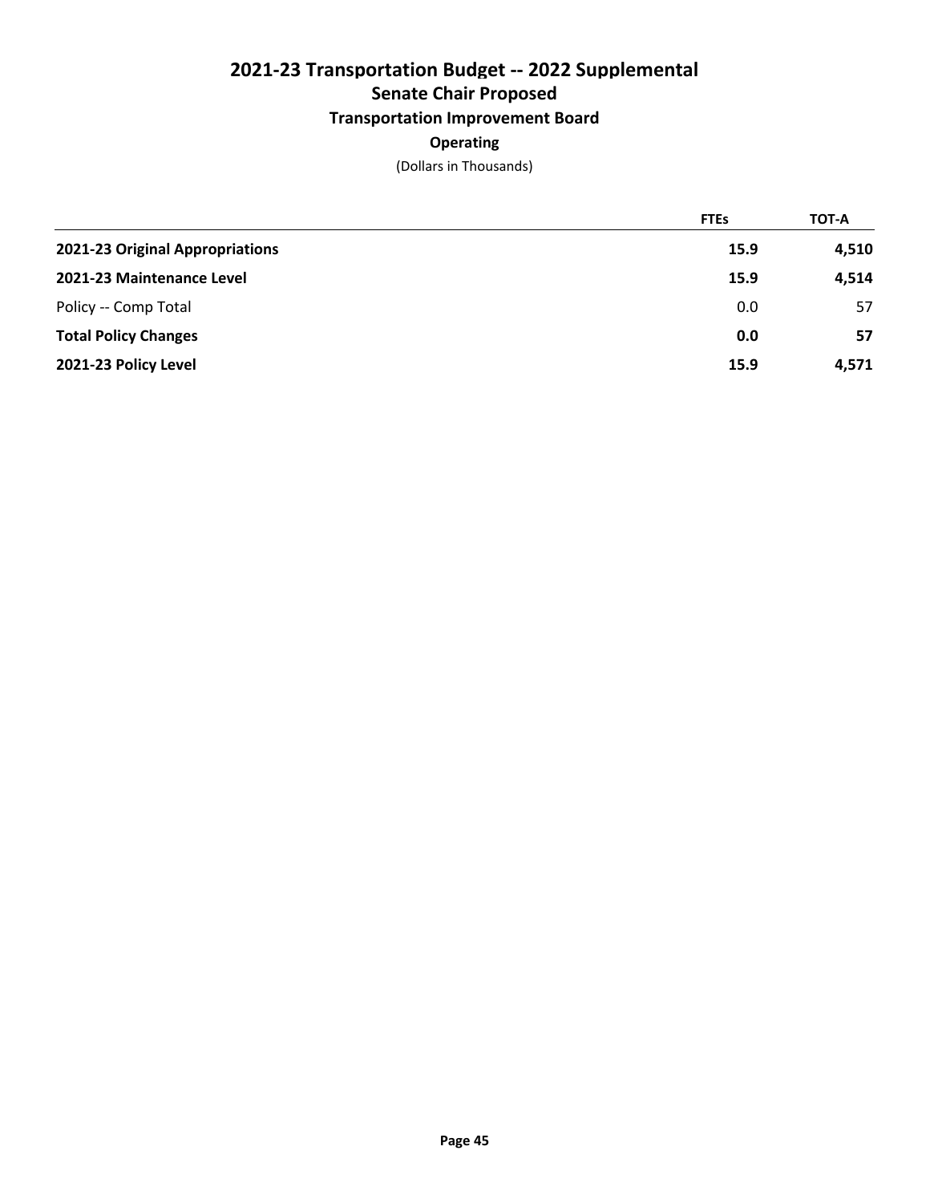# 2021-23 Transportation Budget -- 2022 Supplemental

## Senate Chair Proposed

### Transportation Improvement Board

**Operating**

(Dollars in Thousands)

| | FTEs | TOT-A |
|---|---|---|
| **2021-23 Original Appropriations** | **15.9** | **4,510** |
| **2021-23 Maintenance Level** | **15.9** | **4,514** |
| Policy -- Comp Total | 0.0 | 57 |
| **Total Policy Changes** | **0.0** | **57** |
| **2021-23 Policy Level** | **15.9** | **4,571** |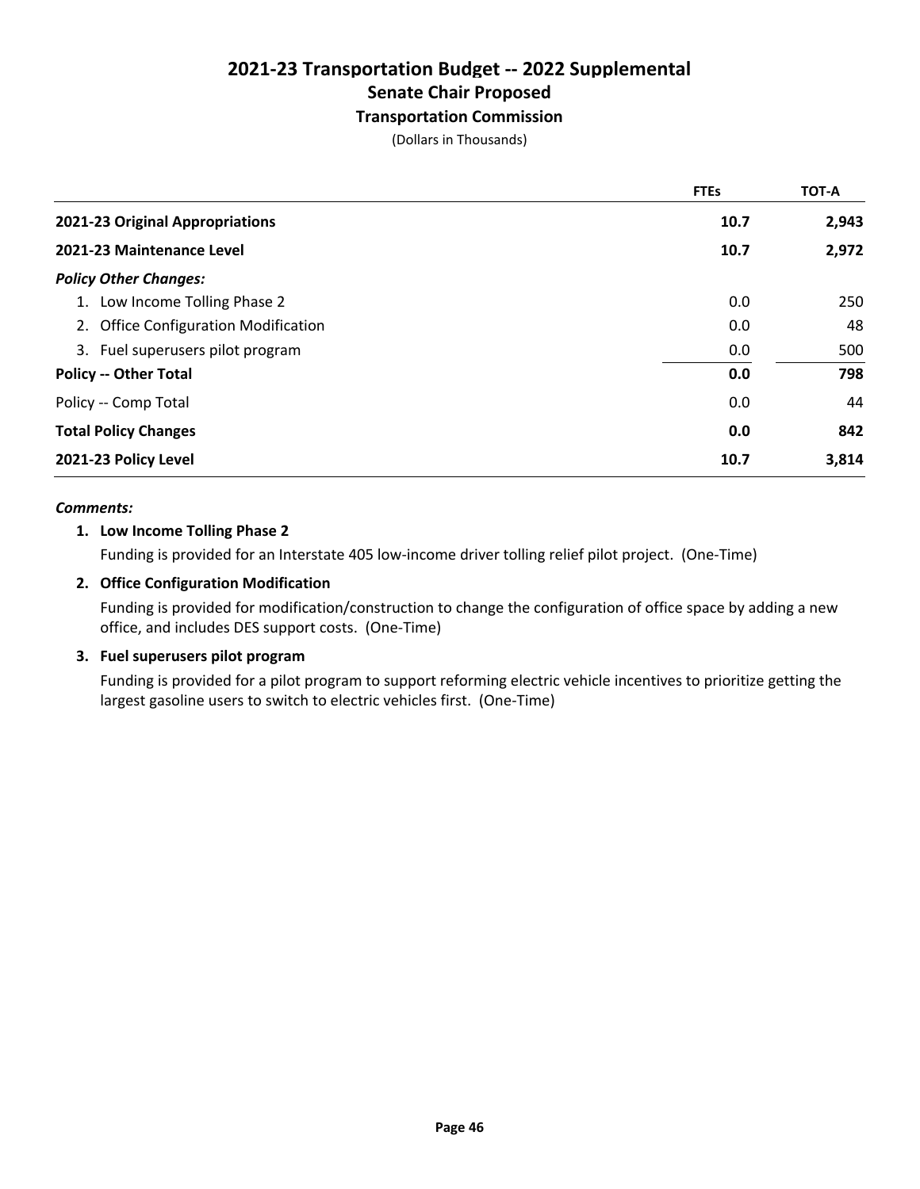# 2021-23 Transportation Budget -- 2022 Supplemental

## Senate Chair Proposed

### Transportation Commission

(Dollars in Thousands)

| | FTEs | TOT-A |
|---|---|---|
| **2021-23 Original Appropriations** | **10.7** | **2,943** |
| **2021-23 Maintenance Level** | **10.7** | **2,972** |
| ***Policy Other Changes:*** | | |
| 1. Low Income Tolling Phase 2 | 0.0 | 250 |
| 2. Office Configuration Modification | 0.0 | 48 |
| 3. Fuel superusers pilot program | 0.0 | 500 |
| **Policy -- Other Total** | **0.0** | **798** |
| Policy -- Comp Total | 0.0 | 44 |
| **Total Policy Changes** | **0.0** | **842** |
| **2021-23 Policy Level** | **10.7** | **3,814** |

***Comments:***

**1. Low Income Tolling Phase 2**

Funding is provided for an Interstate 405 low-income driver tolling relief pilot project. (One-Time)

**2. Office Configuration Modification**

Funding is provided for modification/construction to change the configuration of office space by adding a new office, and includes DES support costs. (One-Time)

**3. Fuel superusers pilot program**

Funding is provided for a pilot program to support reforming electric vehicle incentives to prioritize getting the largest gasoline users to switch to electric vehicles first. (One-Time)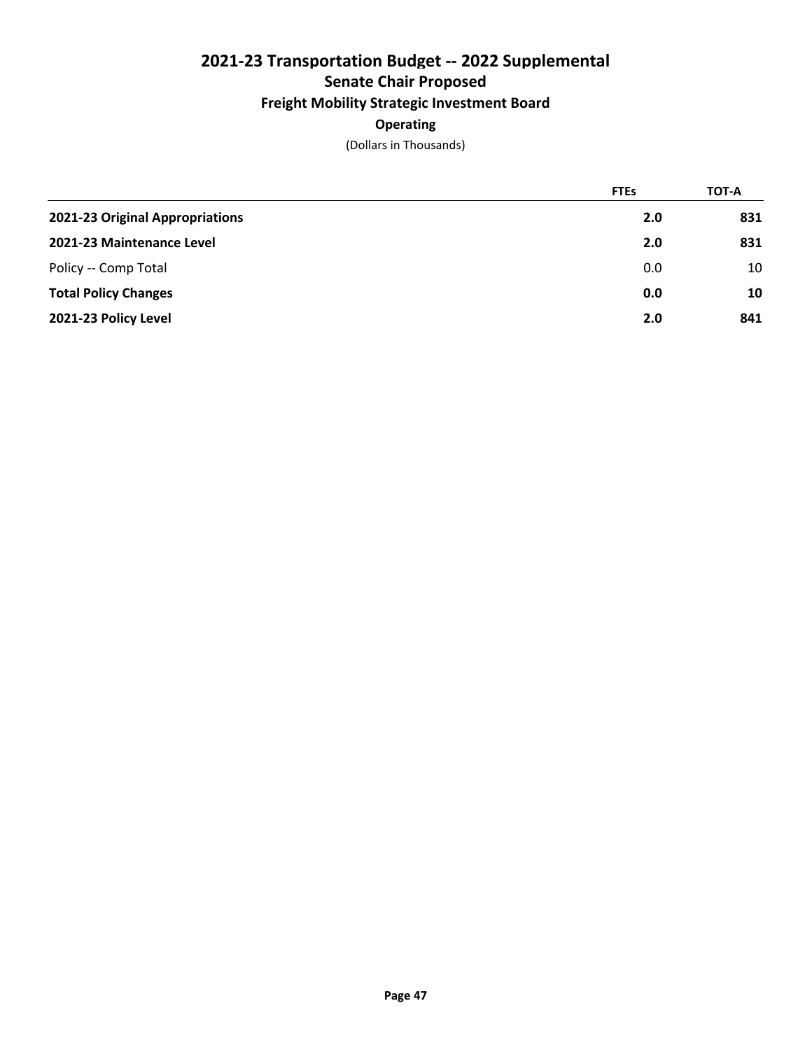# 2021-23 Transportation Budget -- 2022 Supplemental

## Senate Chair Proposed

### Freight Mobility Strategic Investment Board

### Operating

(Dollars in Thousands)

| | FTEs | TOT-A |
|---|---|---|
| **2021-23 Original Appropriations** | **2.0** | **831** |
| **2021-23 Maintenance Level** | **2.0** | **831** |
| Policy -- Comp Total | 0.0 | 10 |
| **Total Policy Changes** | **0.0** | **10** |
| **2021-23 Policy Level** | **2.0** | **841** |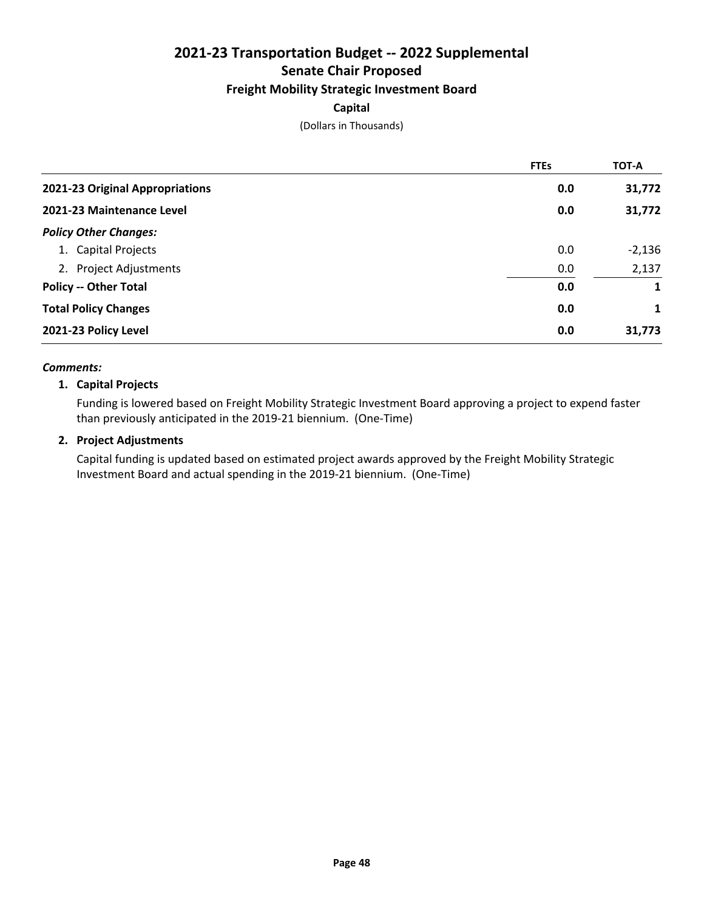# 2021-23 Transportation Budget -- 2022 Supplemental

## Senate Chair Proposed

### Freight Mobility Strategic Investment Board

**Capital**

(Dollars in Thousands)

| | FTEs | TOT-A |
|---|---|---|
| **2021-23 Original Appropriations** | **0.0** | **31,772** |
| **2021-23 Maintenance Level** | **0.0** | **31,772** |
| ***Policy Other Changes:*** | | |
| 1. Capital Projects | 0.0 | -2,136 |
| 2. Project Adjustments | 0.0 | 2,137 |
| **Policy -- Other Total** | **0.0** | **1** |
| **Total Policy Changes** | **0.0** | **1** |
| **2021-23 Policy Level** | **0.0** | **31,773** |

***Comments:***

**1. Capital Projects**

Funding is lowered based on Freight Mobility Strategic Investment Board approving a project to expend faster than previously anticipated in the 2019-21 biennium. (One-Time)

**2. Project Adjustments**

Capital funding is updated based on estimated project awards approved by the Freight Mobility Strategic Investment Board and actual spending in the 2019-21 biennium. (One-Time)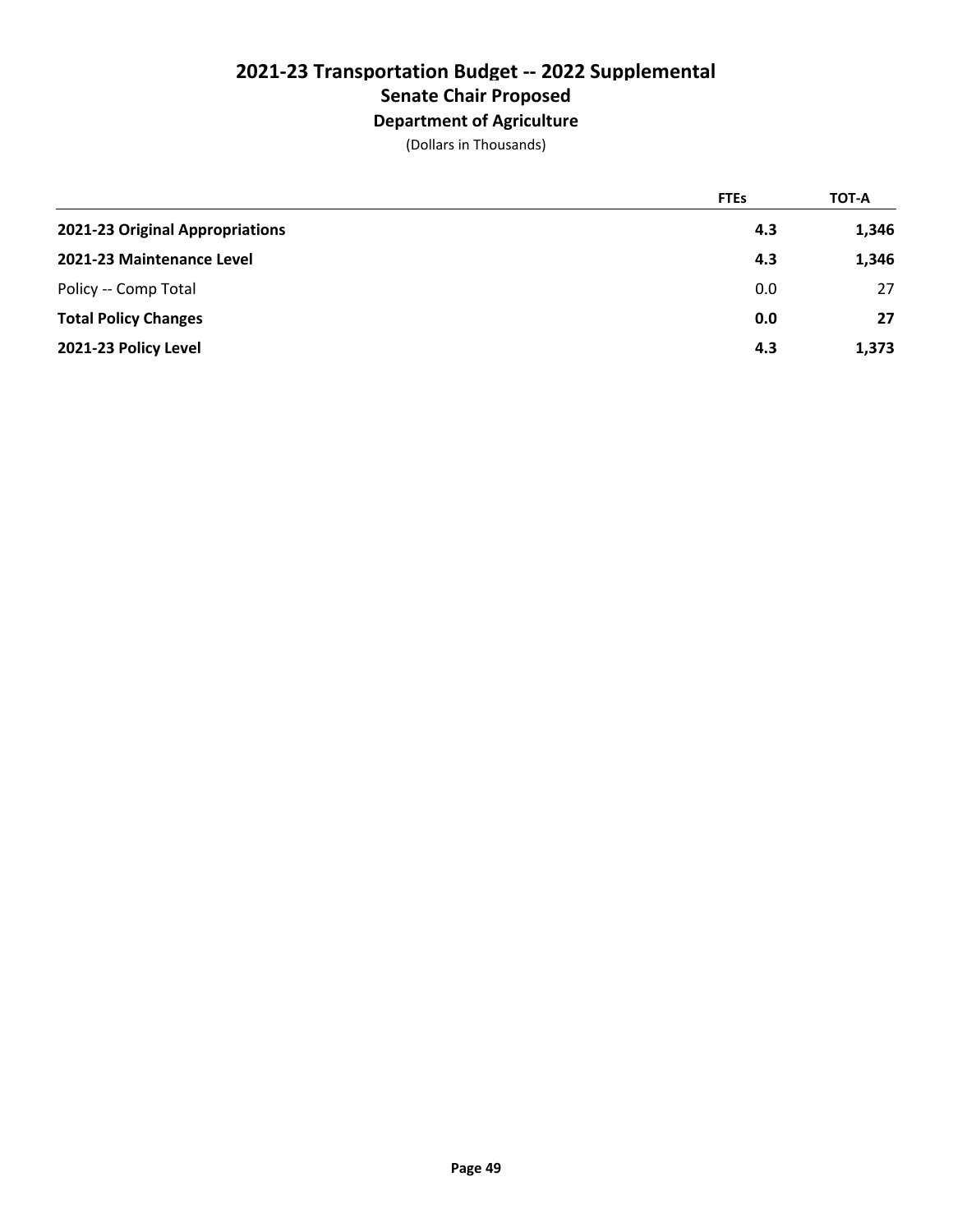# 2021-23 Transportation Budget -- 2022 Supplemental

## Senate Chair Proposed

### Department of Agriculture

(Dollars in Thousands)

| | FTEs | TOT-A |
|---|---|---|
| **2021-23 Original Appropriations** | **4.3** | **1,346** |
| **2021-23 Maintenance Level** | **4.3** | **1,346** |
| Policy -- Comp Total | 0.0 | 27 |
| **Total Policy Changes** | **0.0** | **27** |
| **2021-23 Policy Level** | **4.3** | **1,373** |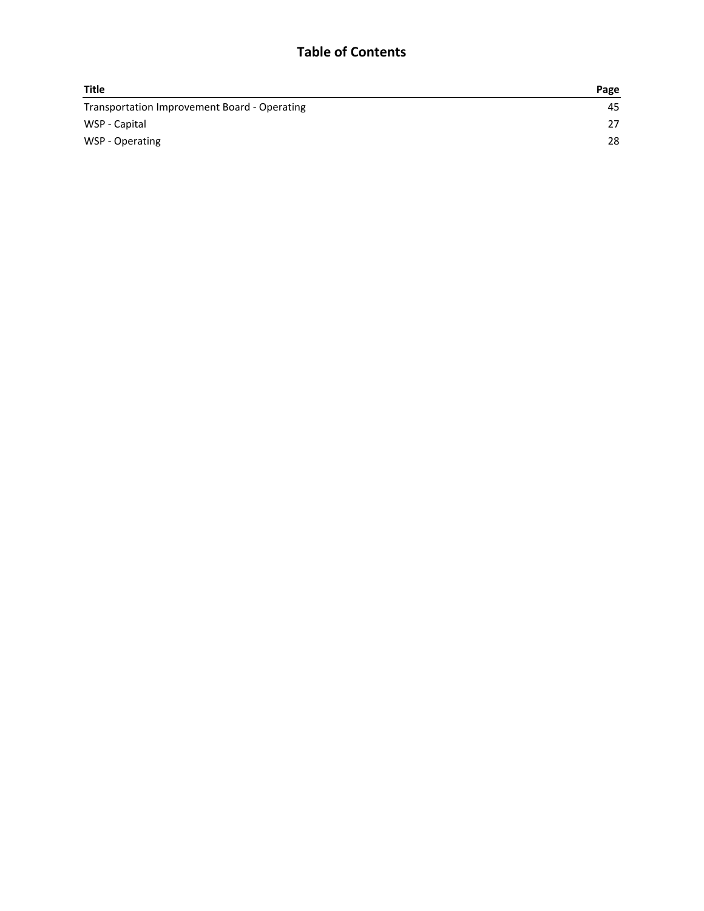# Table of Contents

| Title | Page |
| --- | --- |
| Transportation Improvement Board - Operating | 45 |
| WSP - Capital | 27 |
| WSP - Operating | 28 |